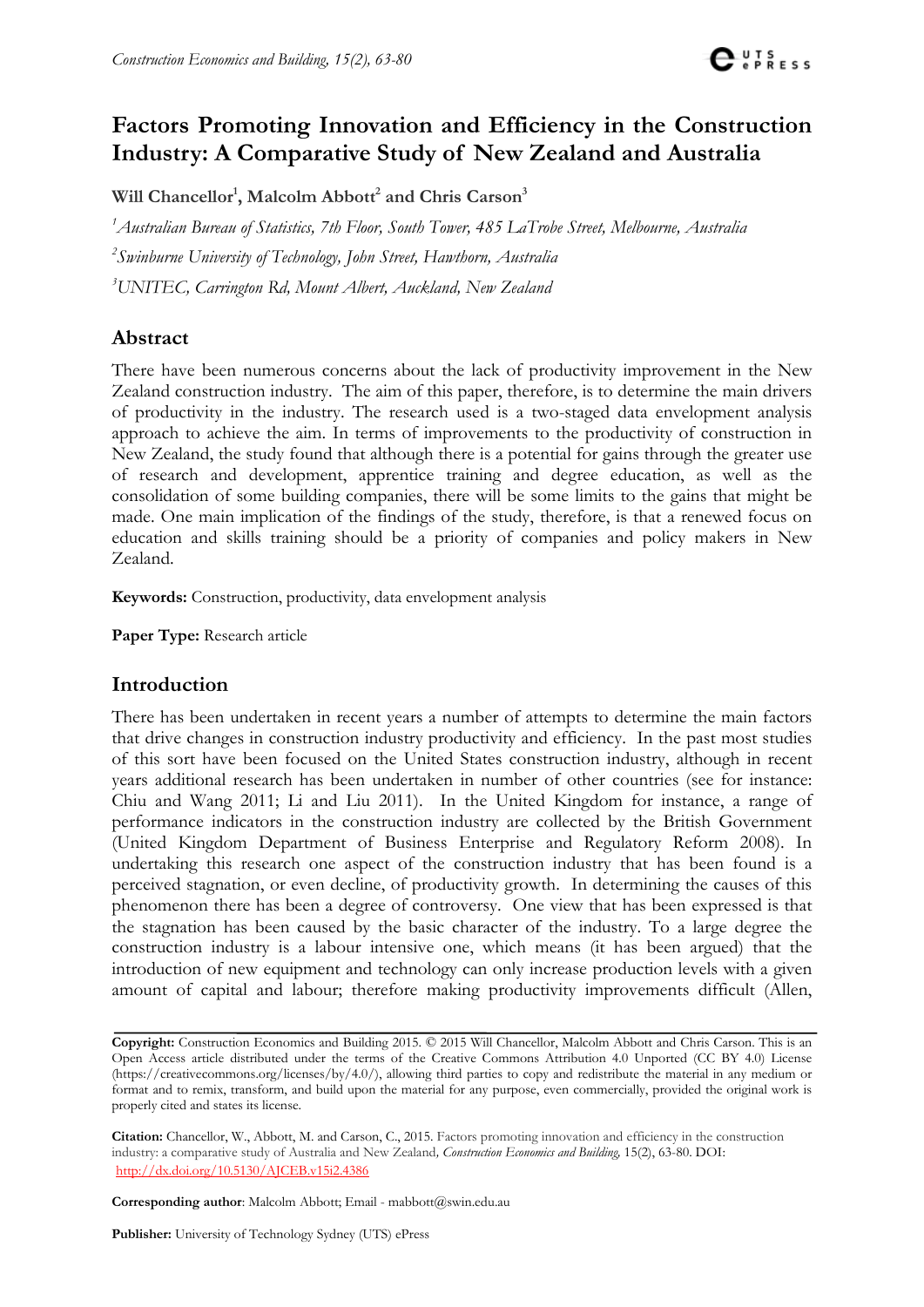# Factors Promoting Innovation and Efficiency in the Construction Industry: A Comparative Study of New Zealand and Australia

**Will Chancellor[1], Malcolm Abbott[2] and Chris Carson[3]**

[1]*Australian Bureau of Statistics, 7th Floor, South Tower, 485 LaTrobe Street, Melbourne, Australia*

[2]*Swinburne University of Technology, John Street, Hawthorn, Australia*

[3]*UNITEC, Carrington Rd, Mount Albert, Auckland, New Zealand*

## Abstract

There have been numerous concerns about the lack of productivity improvement in the New Zealand construction industry. The aim of this paper, therefore, is to determine the main drivers of productivity in the industry. The research used is a two-staged data envelopment analysis approach to achieve the aim. In terms of improvements to the productivity of construction in New Zealand, the study found that although there is a potential for gains through the greater use of research and development, apprentice training and degree education, as well as the consolidation of some building companies, there will be some limits to the gains that might be made. One main implication of the findings of the study, therefore, is that a renewed focus on education and skills training should be a priority of companies and policy makers in New Zealand.

**Keywords:** Construction, productivity, data envelopment analysis

**Paper Type:** Research article

## Introduction

There has been undertaken in recent years a number of attempts to determine the main factors that drive changes in construction industry productivity and efficiency. In the past most studies of this sort have been focused on the United States construction industry, although in recent years additional research has been undertaken in number of other countries (see for instance: Chiu and Wang 2011; Li and Liu 2011). In the United Kingdom for instance, a range of performance indicators in the construction industry are collected by the British Government (United Kingdom Department of Business Enterprise and Regulatory Reform 2008). In undertaking this research one aspect of the construction industry that has been found is a perceived stagnation, or even decline, of productivity growth. In determining the causes of this phenomenon there has been a degree of controversy. One view that has been expressed is that the stagnation has been caused by the basic character of the industry. To a large degree the construction industry is a labour intensive one, which means (it has been argued) that the introduction of new equipment and technology can only increase production levels with a given amount of capital and labour; therefore making productivity improvements difficult (Allen,

**Copyright:** Construction Economics and Building 2015. © 2015 Will Chancellor, Malcolm Abbott and Chris Carson. This is an Open Access article distributed under the terms of the Creative Commons Attribution 4.0 Unported (CC BY 4.0) License (https://creativecommons.org/licenses/by/4.0/), allowing third parties to copy and redistribute the material in any medium or format and to remix, transform, and build upon the material for any purpose, even commercially, provided the original work is properly cited and states its license.

**Citation:** Chancellor, W., Abbott, M. and Carson, C., 2015. Factors promoting innovation and efficiency in the construction industry: a comparative study of Australia and New Zealand, *Construction Economics and Building*, 15(2), 63-80. DOI: http://dx.doi.org/10.5130/AJCEB.v15i2.4386

**Corresponding author**: Malcolm Abbott; Email - mabbott@swin.edu.au

**Publisher:** University of Technology Sydney (UTS) ePress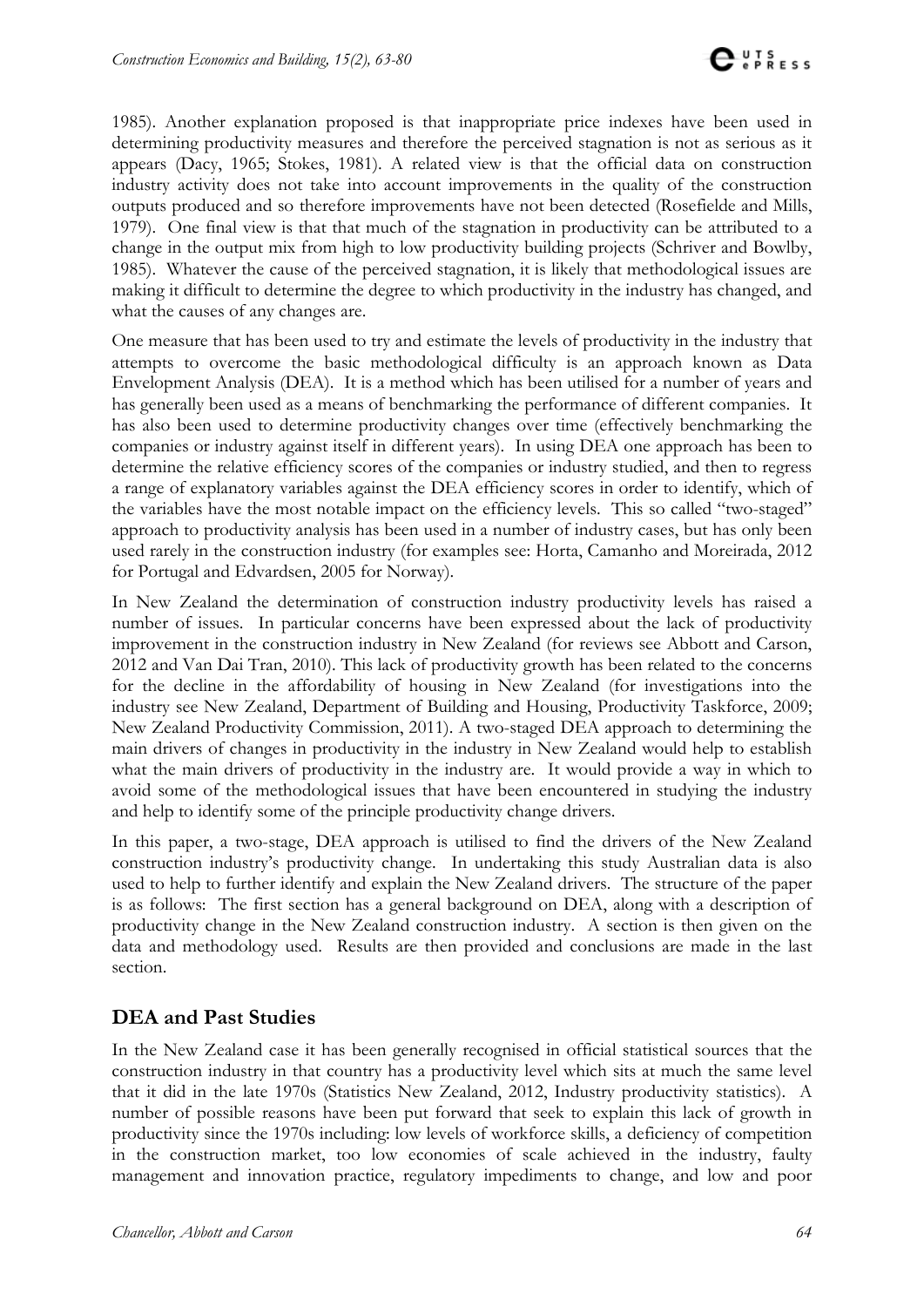1985). Another explanation proposed is that inappropriate price indexes have been used in determining productivity measures and therefore the perceived stagnation is not as serious as it appears (Dacy, 1965; Stokes, 1981). A related view is that the official data on construction industry activity does not take into account improvements in the quality of the construction outputs produced and so therefore improvements have not been detected (Rosefielde and Mills, 1979). One final view is that that much of the stagnation in productivity can be attributed to a change in the output mix from high to low productivity building projects (Schriver and Bowlby, 1985). Whatever the cause of the perceived stagnation, it is likely that methodological issues are making it difficult to determine the degree to which productivity in the industry has changed, and what the causes of any changes are.

One measure that has been used to try and estimate the levels of productivity in the industry that attempts to overcome the basic methodological difficulty is an approach known as Data Envelopment Analysis (DEA). It is a method which has been utilised for a number of years and has generally been used as a means of benchmarking the performance of different companies. It has also been used to determine productivity changes over time (effectively benchmarking the companies or industry against itself in different years). In using DEA one approach has been to determine the relative efficiency scores of the companies or industry studied, and then to regress a range of explanatory variables against the DEA efficiency scores in order to identify, which of the variables have the most notable impact on the efficiency levels. This so called "two-staged" approach to productivity analysis has been used in a number of industry cases, but has only been used rarely in the construction industry (for examples see: Horta, Camanho and Moreirada, 2012 for Portugal and Edvardsen, 2005 for Norway).

In New Zealand the determination of construction industry productivity levels has raised a number of issues. In particular concerns have been expressed about the lack of productivity improvement in the construction industry in New Zealand (for reviews see Abbott and Carson, 2012 and Van Dai Tran, 2010). This lack of productivity growth has been related to the concerns for the decline in the affordability of housing in New Zealand (for investigations into the industry see New Zealand, Department of Building and Housing, Productivity Taskforce, 2009; New Zealand Productivity Commission, 2011). A two-staged DEA approach to determining the main drivers of changes in productivity in the industry in New Zealand would help to establish what the main drivers of productivity in the industry are. It would provide a way in which to avoid some of the methodological issues that have been encountered in studying the industry and help to identify some of the principle productivity change drivers.

In this paper, a two-stage, DEA approach is utilised to find the drivers of the New Zealand construction industry's productivity change. In undertaking this study Australian data is also used to help to further identify and explain the New Zealand drivers. The structure of the paper is as follows: The first section has a general background on DEA, along with a description of productivity change in the New Zealand construction industry. A section is then given on the data and methodology used. Results are then provided and conclusions are made in the last section.

## DEA and Past Studies

In the New Zealand case it has been generally recognised in official statistical sources that the construction industry in that country has a productivity level which sits at much the same level that it did in the late 1970s (Statistics New Zealand, 2012, Industry productivity statistics). A number of possible reasons have been put forward that seek to explain this lack of growth in productivity since the 1970s including: low levels of workforce skills, a deficiency of competition in the construction market, too low economies of scale achieved in the industry, faulty management and innovation practice, regulatory impediments to change, and low and poor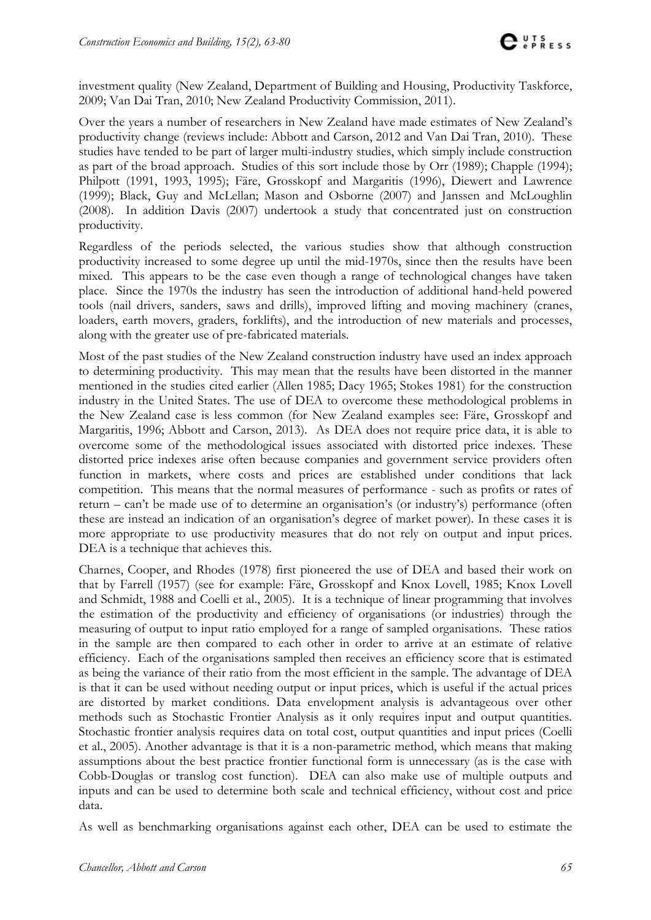investment quality (New Zealand, Department of Building and Housing, Productivity Taskforce, 2009; Van Dai Tran, 2010; New Zealand Productivity Commission, 2011).

Over the years a number of researchers in New Zealand have made estimates of New Zealand's productivity change (reviews include: Abbott and Carson, 2012 and Van Dai Tran, 2010). These studies have tended to be part of larger multi-industry studies, which simply include construction as part of the broad approach. Studies of this sort include those by Orr (1989); Chapple (1994); Philpott (1991, 1993, 1995); Färe, Grosskopf and Margaritis (1996), Diewert and Lawrence (1999); Black, Guy and McLellan; Mason and Osborne (2007) and Janssen and McLoughlin (2008). In addition Davis (2007) undertook a study that concentrated just on construction productivity.

Regardless of the periods selected, the various studies show that although construction productivity increased to some degree up until the mid-1970s, since then the results have been mixed. This appears to be the case even though a range of technological changes have taken place. Since the 1970s the industry has seen the introduction of additional hand-held powered tools (nail drivers, sanders, saws and drills), improved lifting and moving machinery (cranes, loaders, earth movers, graders, forklifts), and the introduction of new materials and processes, along with the greater use of pre-fabricated materials.

Most of the past studies of the New Zealand construction industry have used an index approach to determining productivity. This may mean that the results have been distorted in the manner mentioned in the studies cited earlier (Allen 1985; Dacy 1965; Stokes 1981) for the construction industry in the United States. The use of DEA to overcome these methodological problems in the New Zealand case is less common (for New Zealand examples see: Färe, Grosskopf and Margaritis, 1996; Abbott and Carson, 2013). As DEA does not require price data, it is able to overcome some of the methodological issues associated with distorted price indexes. These distorted price indexes arise often because companies and government service providers often function in markets, where costs and prices are established under conditions that lack competition. This means that the normal measures of performance - such as profits or rates of return – can't be made use of to determine an organisation's (or industry's) performance (often these are instead an indication of an organisation's degree of market power). In these cases it is more appropriate to use productivity measures that do not rely on output and input prices. DEA is a technique that achieves this.

Charnes, Cooper, and Rhodes (1978) first pioneered the use of DEA and based their work on that by Farrell (1957) (see for example: Färe, Grosskopf and Knox Lovell, 1985; Knox Lovell and Schmidt, 1988 and Coelli et al., 2005). It is a technique of linear programming that involves the estimation of the productivity and efficiency of organisations (or industries) through the measuring of output to input ratio employed for a range of sampled organisations. These ratios in the sample are then compared to each other in order to arrive at an estimate of relative efficiency. Each of the organisations sampled then receives an efficiency score that is estimated as being the variance of their ratio from the most efficient in the sample. The advantage of DEA is that it can be used without needing output or input prices, which is useful if the actual prices are distorted by market conditions. Data envelopment analysis is advantageous over other methods such as Stochastic Frontier Analysis as it only requires input and output quantities. Stochastic frontier analysis requires data on total cost, output quantities and input prices (Coelli et al., 2005). Another advantage is that it is a non-parametric method, which means that making assumptions about the best practice frontier functional form is unnecessary (as is the case with Cobb-Douglas or translog cost function). DEA can also make use of multiple outputs and inputs and can be used to determine both scale and technical efficiency, without cost and price data.

As well as benchmarking organisations against each other, DEA can be used to estimate the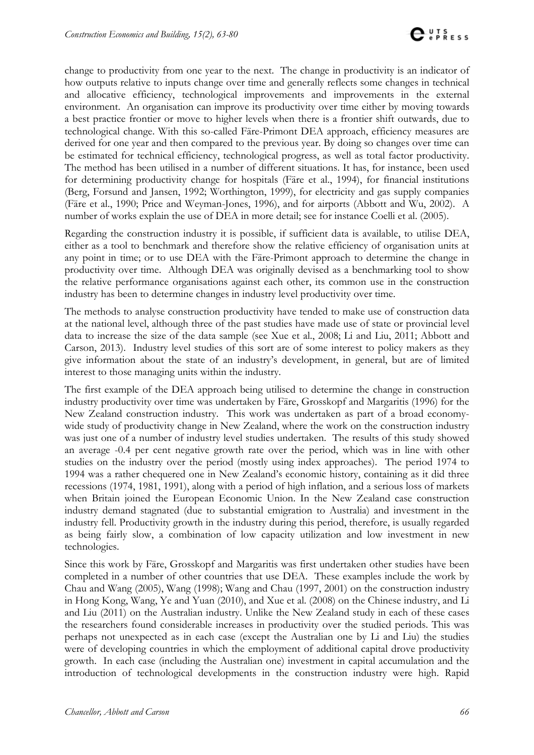change to productivity from one year to the next. The change in productivity is an indicator of how outputs relative to inputs change over time and generally reflects some changes in technical and allocative efficiency, technological improvements and improvements in the external environment. An organisation can improve its productivity over time either by moving towards a best practice frontier or move to higher levels when there is a frontier shift outwards, due to technological change. With this so-called Färe-Primont DEA approach, efficiency measures are derived for one year and then compared to the previous year. By doing so changes over time can be estimated for technical efficiency, technological progress, as well as total factor productivity. The method has been utilised in a number of different situations. It has, for instance, been used for determining productivity change for hospitals (Färe et al., 1994), for financial institutions (Berg, Forsund and Jansen, 1992; Worthington, 1999), for electricity and gas supply companies (Färe et al., 1990; Price and Weyman-Jones, 1996), and for airports (Abbott and Wu, 2002). A number of works explain the use of DEA in more detail; see for instance Coelli et al. (2005).

Regarding the construction industry it is possible, if sufficient data is available, to utilise DEA, either as a tool to benchmark and therefore show the relative efficiency of organisation units at any point in time; or to use DEA with the Färe-Primont approach to determine the change in productivity over time. Although DEA was originally devised as a benchmarking tool to show the relative performance organisations against each other, its common use in the construction industry has been to determine changes in industry level productivity over time.

The methods to analyse construction productivity have tended to make use of construction data at the national level, although three of the past studies have made use of state or provincial level data to increase the size of the data sample (see Xue et al., 2008; Li and Liu, 2011; Abbott and Carson, 2013). Industry level studies of this sort are of some interest to policy makers as they give information about the state of an industry's development, in general, but are of limited interest to those managing units within the industry.

The first example of the DEA approach being utilised to determine the change in construction industry productivity over time was undertaken by Färe, Grosskopf and Margaritis (1996) for the New Zealand construction industry. This work was undertaken as part of a broad economy-wide study of productivity change in New Zealand, where the work on the construction industry was just one of a number of industry level studies undertaken. The results of this study showed an average -0.4 per cent negative growth rate over the period, which was in line with other studies on the industry over the period (mostly using index approaches). The period 1974 to 1994 was a rather chequered one in New Zealand's economic history, containing as it did three recessions (1974, 1981, 1991), along with a period of high inflation, and a serious loss of markets when Britain joined the European Economic Union. In the New Zealand case construction industry demand stagnated (due to substantial emigration to Australia) and investment in the industry fell. Productivity growth in the industry during this period, therefore, is usually regarded as being fairly slow, a combination of low capacity utilization and low investment in new technologies.

Since this work by Färe, Grosskopf and Margaritis was first undertaken other studies have been completed in a number of other countries that use DEA. These examples include the work by Chau and Wang (2005), Wang (1998); Wang and Chau (1997, 2001) on the construction industry in Hong Kong, Wang, Ye and Yuan (2010), and Xue et al. (2008) on the Chinese industry, and Li and Liu (2011) on the Australian industry. Unlike the New Zealand study in each of these cases the researchers found considerable increases in productivity over the studied periods. This was perhaps not unexpected as in each case (except the Australian one by Li and Liu) the studies were of developing countries in which the employment of additional capital drove productivity growth. In each case (including the Australian one) investment in capital accumulation and the introduction of technological developments in the construction industry were high. Rapid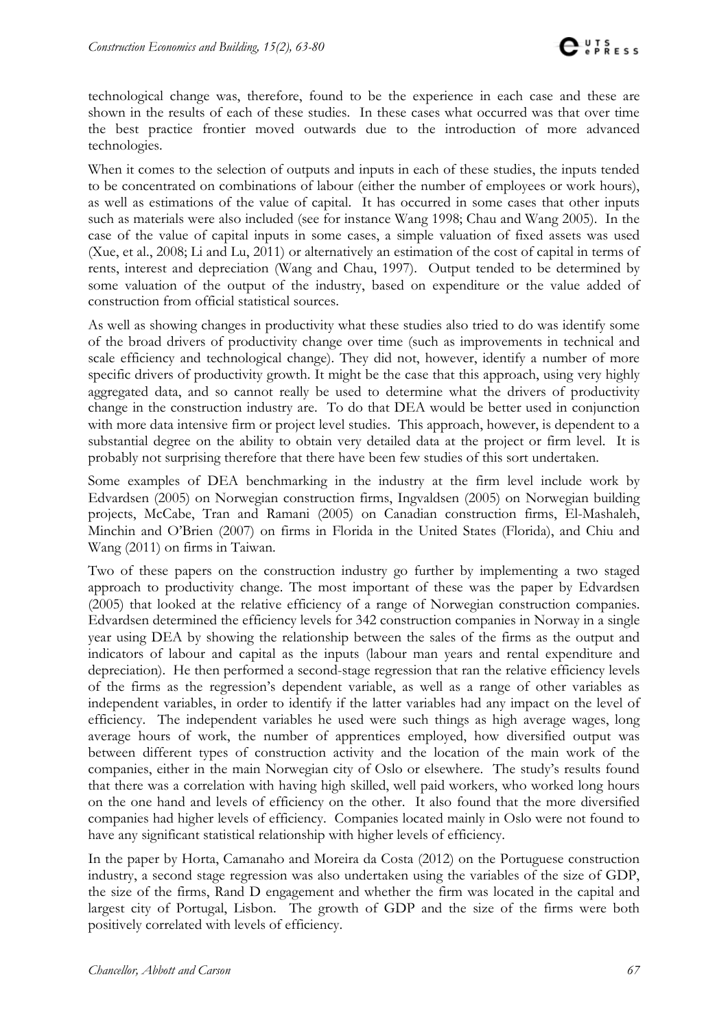technological change was, therefore, found to be the experience in each case and these are shown in the results of each of these studies. In these cases what occurred was that over time the best practice frontier moved outwards due to the introduction of more advanced technologies.

When it comes to the selection of outputs and inputs in each of these studies, the inputs tended to be concentrated on combinations of labour (either the number of employees or work hours), as well as estimations of the value of capital. It has occurred in some cases that other inputs such as materials were also included (see for instance Wang 1998; Chau and Wang 2005). In the case of the value of capital inputs in some cases, a simple valuation of fixed assets was used (Xue, et al., 2008; Li and Lu, 2011) or alternatively an estimation of the cost of capital in terms of rents, interest and depreciation (Wang and Chau, 1997). Output tended to be determined by some valuation of the output of the industry, based on expenditure or the value added of construction from official statistical sources.

As well as showing changes in productivity what these studies also tried to do was identify some of the broad drivers of productivity change over time (such as improvements in technical and scale efficiency and technological change). They did not, however, identify a number of more specific drivers of productivity growth. It might be the case that this approach, using very highly aggregated data, and so cannot really be used to determine what the drivers of productivity change in the construction industry are. To do that DEA would be better used in conjunction with more data intensive firm or project level studies. This approach, however, is dependent to a substantial degree on the ability to obtain very detailed data at the project or firm level. It is probably not surprising therefore that there have been few studies of this sort undertaken.

Some examples of DEA benchmarking in the industry at the firm level include work by Edvardsen (2005) on Norwegian construction firms, Ingvaldsen (2005) on Norwegian building projects, McCabe, Tran and Ramani (2005) on Canadian construction firms, El-Mashaleh, Minchin and O'Brien (2007) on firms in Florida in the United States (Florida), and Chiu and Wang (2011) on firms in Taiwan.

Two of these papers on the construction industry go further by implementing a two staged approach to productivity change. The most important of these was the paper by Edvardsen (2005) that looked at the relative efficiency of a range of Norwegian construction companies. Edvardsen determined the efficiency levels for 342 construction companies in Norway in a single year using DEA by showing the relationship between the sales of the firms as the output and indicators of labour and capital as the inputs (labour man years and rental expenditure and depreciation). He then performed a second-stage regression that ran the relative efficiency levels of the firms as the regression's dependent variable, as well as a range of other variables as independent variables, in order to identify if the latter variables had any impact on the level of efficiency. The independent variables he used were such things as high average wages, long average hours of work, the number of apprentices employed, how diversified output was between different types of construction activity and the location of the main work of the companies, either in the main Norwegian city of Oslo or elsewhere. The study's results found that there was a correlation with having high skilled, well paid workers, who worked long hours on the one hand and levels of efficiency on the other. It also found that the more diversified companies had higher levels of efficiency. Companies located mainly in Oslo were not found to have any significant statistical relationship with higher levels of efficiency.

In the paper by Horta, Camanaho and Moreira da Costa (2012) on the Portuguese construction industry, a second stage regression was also undertaken using the variables of the size of GDP, the size of the firms, Rand D engagement and whether the firm was located in the capital and largest city of Portugal, Lisbon. The growth of GDP and the size of the firms were both positively correlated with levels of efficiency.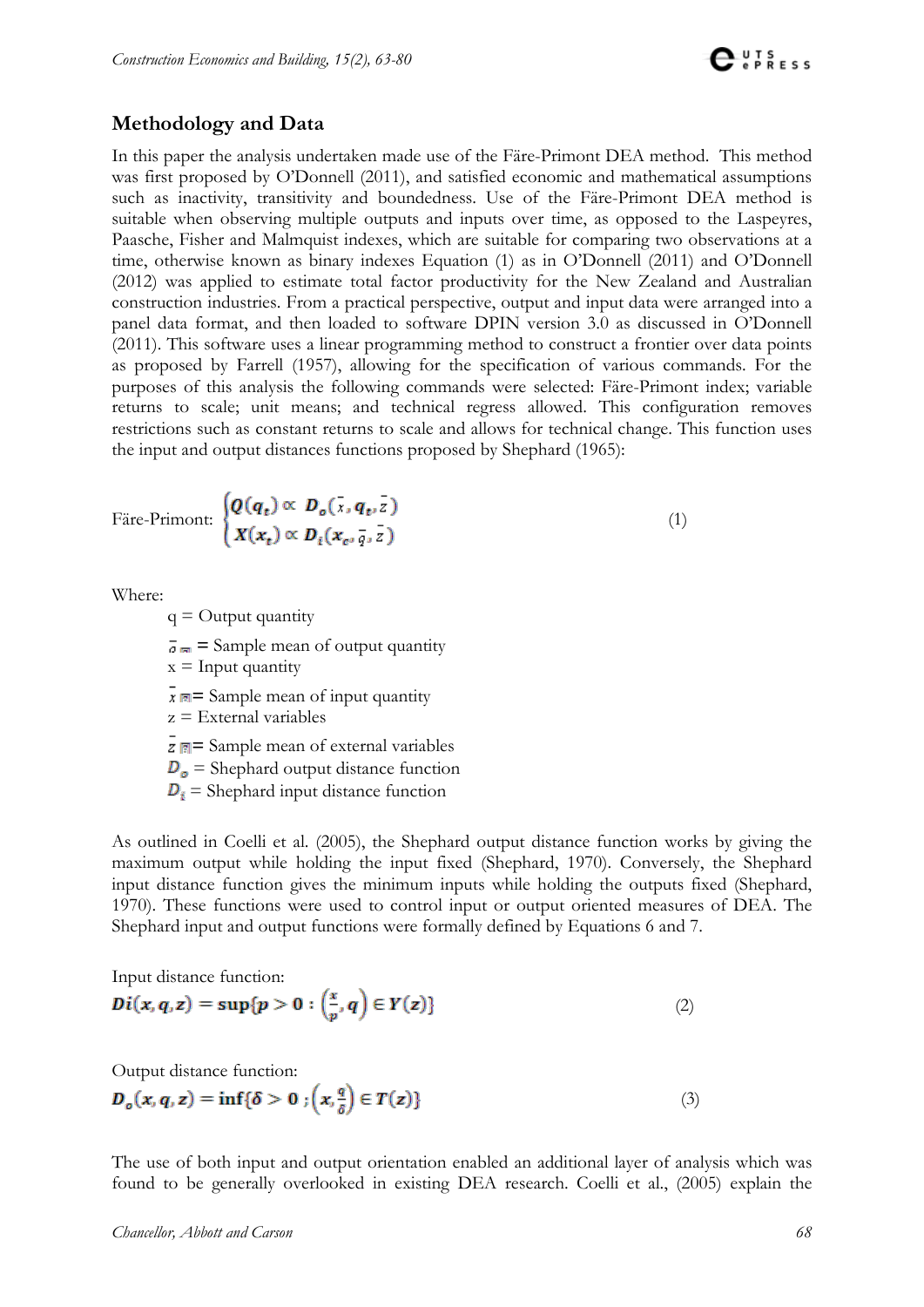## Methodology and Data

In this paper the analysis undertaken made use of the Färe-Primont DEA method. This method was first proposed by O'Donnell (2011), and satisfied economic and mathematical assumptions such as inactivity, transitivity and boundedness. Use of the Färe-Primont DEA method is suitable when observing multiple outputs and inputs over time, as opposed to the Laspeyres, Paasche, Fisher and Malmquist indexes, which are suitable for comparing two observations at a time, otherwise known as binary indexes Equation (1) as in O'Donnell (2011) and O'Donnell (2012) was applied to estimate total factor productivity for the New Zealand and Australian construction industries. From a practical perspective, output and input data were arranged into a panel data format, and then loaded to software DPIN version 3.0 as discussed in O'Donnell (2011). This software uses a linear programming method to construct a frontier over data points as proposed by Farrell (1957), allowing for the specification of various commands. For the purposes of this analysis the following commands were selected: Färe-Primont index; variable returns to scale; unit means; and technical regress allowed. This configuration removes restrictions such as constant returns to scale and allows for technical change. This function uses the input and output distances functions proposed by Shephard (1965):

$$\text{Färe-Primont: } \begin{cases} Q(q_t) \propto D_o(\bar{x}, q_t, \bar{z}) \\ X(x_t) \propto D_i(x_c, \bar{q}, \bar{z}) \end{cases} \tag{1}$$

Where:

- $q$ = Output quantity
- $\bar{q}$ = Sample mean of output quantity
- $x$ = Input quantity
- $\bar{x}$ = Sample mean of input quantity
- $z$ = External variables
- $\bar{z}$ = Sample mean of external variables
- $D_o$ = Shephard output distance function
- $D_i$ = Shephard input distance function

As outlined in Coelli et al. (2005), the Shephard output distance function works by giving the maximum output while holding the input fixed (Shephard, 1970). Conversely, the Shephard input distance function gives the minimum inputs while holding the outputs fixed (Shephard, 1970). These functions were used to control input or output oriented measures of DEA. The Shephard input and output functions were formally defined by Equations 6 and 7.

Input distance function:

$$Di(x, q, z) = \sup\{p > 0 : \left(\frac{x}{p}, q\right) \in Y(z)\} \tag{2}$$

Output distance function:

$$D_o(x, q, z) = \inf\{\delta > 0 ; \left(x, \frac{q}{\delta}\right) \in T(z)\} \tag{3}$$

The use of both input and output orientation enabled an additional layer of analysis which was found to be generally overlooked in existing DEA research. Coelli et al., (2005) explain the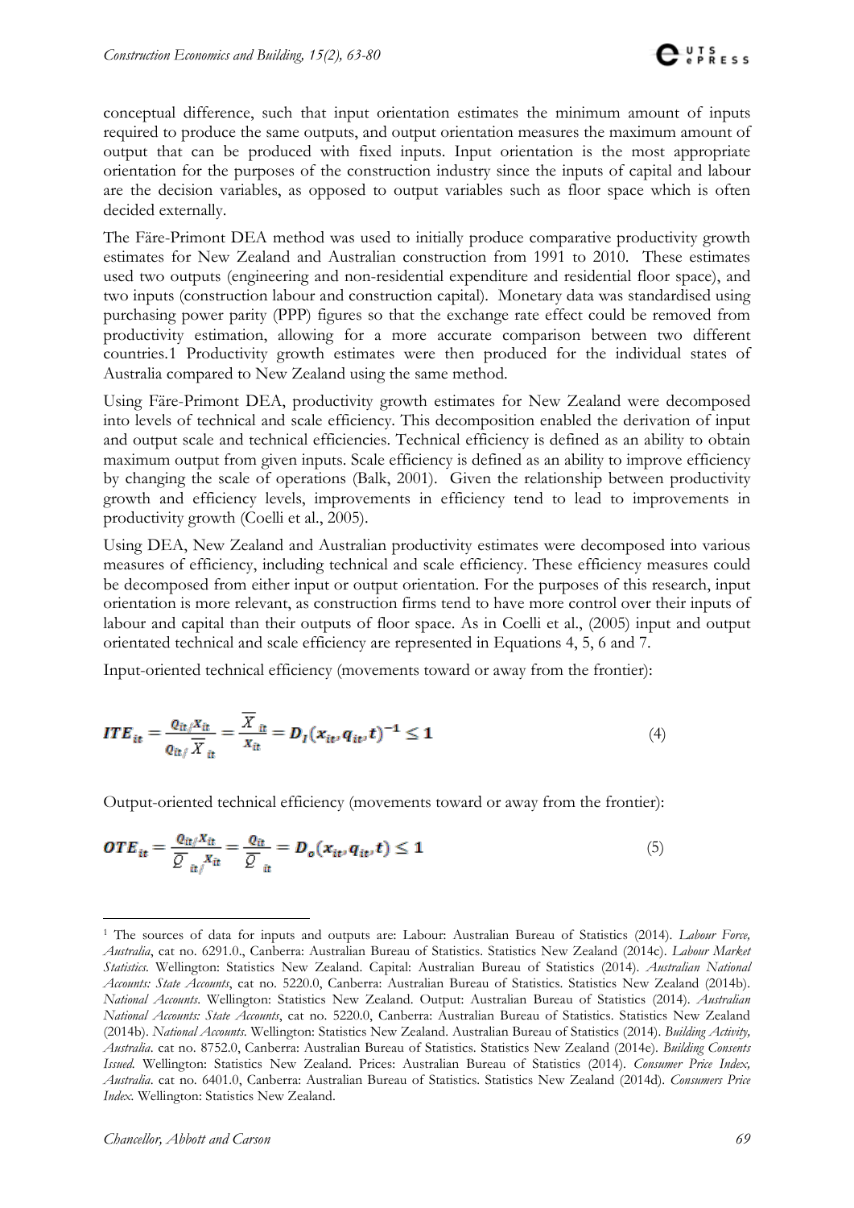conceptual difference, such that input orientation estimates the minimum amount of inputs required to produce the same outputs, and output orientation measures the maximum amount of output that can be produced with fixed inputs. Input orientation is the most appropriate orientation for the purposes of the construction industry since the inputs of capital and labour are the decision variables, as opposed to output variables such as floor space which is often decided externally.

The Färe-Primont DEA method was used to initially produce comparative productivity growth estimates for New Zealand and Australian construction from 1991 to 2010. These estimates used two outputs (engineering and non-residential expenditure and residential floor space), and two inputs (construction labour and construction capital). Monetary data was standardised using purchasing power parity (PPP) figures so that the exchange rate effect could be removed from productivity estimation, allowing for a more accurate comparison between two different countries.[1] Productivity growth estimates were then produced for the individual states of Australia compared to New Zealand using the same method.

Using Färe-Primont DEA, productivity growth estimates for New Zealand were decomposed into levels of technical and scale efficiency. This decomposition enabled the derivation of input and output scale and technical efficiencies. Technical efficiency is defined as an ability to obtain maximum output from given inputs. Scale efficiency is defined as an ability to improve efficiency by changing the scale of operations (Balk, 2001). Given the relationship between productivity growth and efficiency levels, improvements in efficiency tend to lead to improvements in productivity growth (Coelli et al., 2005).

Using DEA, New Zealand and Australian productivity estimates were decomposed into various measures of efficiency, including technical and scale efficiency. These efficiency measures could be decomposed from either input or output orientation. For the purposes of this research, input orientation is more relevant, as construction firms tend to have more control over their inputs of labour and capital than their outputs of floor space. As in Coelli et al., (2005) input and output orientated technical and scale efficiency are represented in Equations 4, 5, 6 and 7.

Input-oriented technical efficiency (movements toward or away from the frontier):

$$ITE_{it} = \frac{Q_{it}/X_{it}}{Q_{it}/\overline{X}_{it}} = \frac{\overline{X}_{it}}{X_{it}} = D_I(x_{it}, q_{it}, t)^{-1} \leq 1 \tag{4}$$

Output-oriented technical efficiency (movements toward or away from the frontier):

$$OTE_{it} = \frac{Q_{it}/X_{it}}{\overline{Q}_{it}/X_{it}} = \frac{Q_{it}}{\overline{Q}_{it}} = D_o(x_{it}, q_{it}, t) \leq 1 \tag{5}$$

[1] The sources of data for inputs and outputs are: Labour: Australian Bureau of Statistics (2014). *Labour Force, Australia*, cat no. 6291.0., Canberra: Australian Bureau of Statistics. Statistics New Zealand (2014c). *Labour Market Statistics*. Wellington: Statistics New Zealand. Capital: Australian Bureau of Statistics (2014). *Australian National Accounts: State Accounts*, cat no. 5220.0, Canberra: Australian Bureau of Statistics. Statistics New Zealand (2014b). *National Accounts*. Wellington: Statistics New Zealand. Output: Australian Bureau of Statistics (2014). *Australian National Accounts: State Accounts*, cat no. 5220.0, Canberra: Australian Bureau of Statistics. Statistics New Zealand (2014b). *National Accounts*. Wellington: Statistics New Zealand. Australian Bureau of Statistics (2014). *Building Activity, Australia*. cat no. 8752.0, Canberra: Australian Bureau of Statistics. Statistics New Zealand (2014e). *Building Consents Issued*. Wellington: Statistics New Zealand. Prices: Australian Bureau of Statistics (2014). *Consumer Price Index, Australia*. cat no. 6401.0, Canberra: Australian Bureau of Statistics. Statistics New Zealand (2014d). *Consumers Price Index*. Wellington: Statistics New Zealand.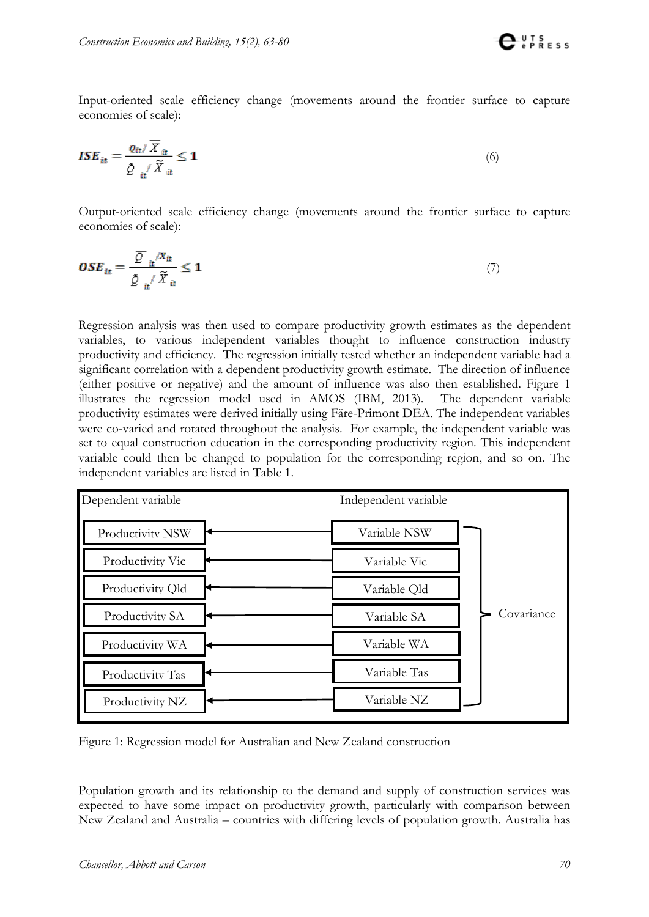Input-oriented scale efficiency change (movements around the frontier surface to capture economies of scale):

$$ISE_{it} = \frac{Q_{it}/\overline{X}_{it}}{\hat{Q}_{it}/\widetilde{X}_{it}} \leq 1 \tag{6}$$

Output-oriented scale efficiency change (movements around the frontier surface to capture economies of scale):

$$OSE_{it} = \frac{\overline{Q}_{it}/X_{it}}{\hat{Q}_{it}/\widetilde{X}_{it}} \leq 1 \tag{7}$$

Regression analysis was then used to compare productivity growth estimates as the dependent variables, to various independent variables thought to influence construction industry productivity and efficiency. The regression initially tested whether an independent variable had a significant correlation with a dependent productivity growth estimate. The direction of influence (either positive or negative) and the amount of influence was also then established. Figure 1 illustrates the regression model used in AMOS (IBM, 2013). The dependent variable productivity estimates were derived initially using Färe-Primont DEA. The independent variables were co-varied and rotated throughout the analysis. For example, the independent variable was set to equal construction education in the corresponding productivity region. This independent variable could then be changed to population for the corresponding region, and so on. The independent variables are listed in Table 1.

| Dependent variable | | Independent variable | |
|---|---|---|---|
| Productivity NSW | ← | Variable NSW | Covariance |
| Productivity Vic | ← | Variable Vic | |
| Productivity Qld | ← | Variable Qld | |
| Productivity SA | ← | Variable SA | |
| Productivity WA | ← | Variable WA | |
| Productivity Tas | ← | Variable Tas | |
| Productivity NZ | ← | Variable NZ | |

Figure 1: Regression model for Australian and New Zealand construction

Population growth and its relationship to the demand and supply of construction services was expected to have some impact on productivity growth, particularly with comparison between New Zealand and Australia – countries with differing levels of population growth. Australia has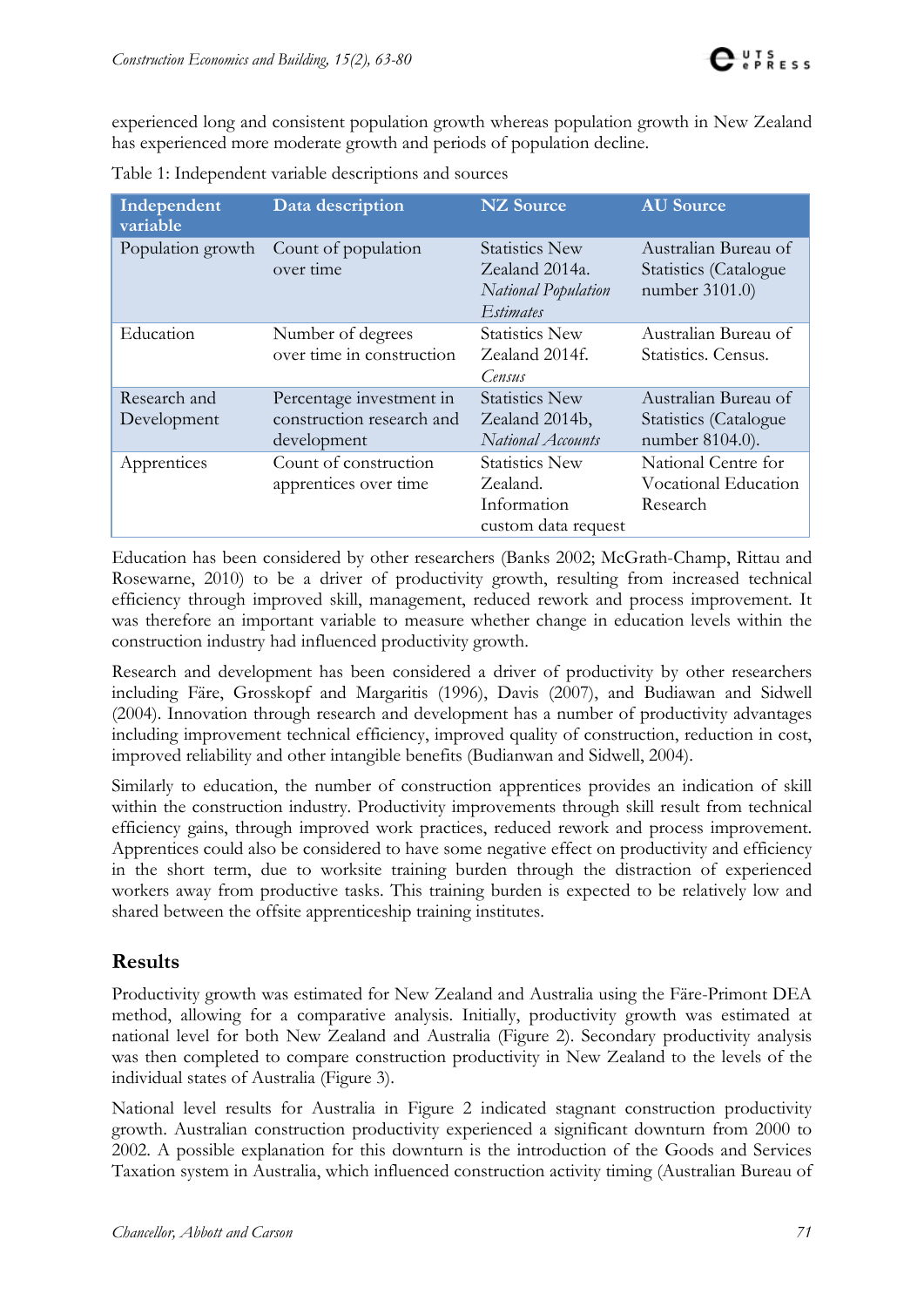experienced long and consistent population growth whereas population growth in New Zealand has experienced more moderate growth and periods of population decline.

Table 1: Independent variable descriptions and sources

| Independent variable | Data description | NZ Source | AU Source |
|---|---|---|---|
| Population growth | Count of population over time | Statistics New Zealand 2014a. *National Population Estimates* | Australian Bureau of Statistics (Catalogue number 3101.0) |
| Education | Number of degrees over time in construction | Statistics New Zealand 2014f. *Census* | Australian Bureau of Statistics. Census. |
| Research and Development | Percentage investment in construction research and development | Statistics New Zealand 2014b, *National Accounts* | Australian Bureau of Statistics (Catalogue number 8104.0). |
| Apprentices | Count of construction apprentices over time | Statistics New Zealand. Information custom data request | National Centre for Vocational Education Research |

Education has been considered by other researchers (Banks 2002; McGrath-Champ, Rittau and Rosewarne, 2010) to be a driver of productivity growth, resulting from increased technical efficiency through improved skill, management, reduced rework and process improvement. It was therefore an important variable to measure whether change in education levels within the construction industry had influenced productivity growth.

Research and development has been considered a driver of productivity by other researchers including Färe, Grosskopf and Margaritis (1996), Davis (2007), and Budiawan and Sidwell (2004). Innovation through research and development has a number of productivity advantages including improvement technical efficiency, improved quality of construction, reduction in cost, improved reliability and other intangible benefits (Budianwan and Sidwell, 2004).

Similarly to education, the number of construction apprentices provides an indication of skill within the construction industry. Productivity improvements through skill result from technical efficiency gains, through improved work practices, reduced rework and process improvement. Apprentices could also be considered to have some negative effect on productivity and efficiency in the short term, due to worksite training burden through the distraction of experienced workers away from productive tasks. This training burden is expected to be relatively low and shared between the offsite apprenticeship training institutes.

## Results

Productivity growth was estimated for New Zealand and Australia using the Färe-Primont DEA method, allowing for a comparative analysis. Initially, productivity growth was estimated at national level for both New Zealand and Australia (Figure 2). Secondary productivity analysis was then completed to compare construction productivity in New Zealand to the levels of the individual states of Australia (Figure 3).

National level results for Australia in Figure 2 indicated stagnant construction productivity growth. Australian construction productivity experienced a significant downturn from 2000 to 2002. A possible explanation for this downturn is the introduction of the Goods and Services Taxation system in Australia, which influenced construction activity timing (Australian Bureau of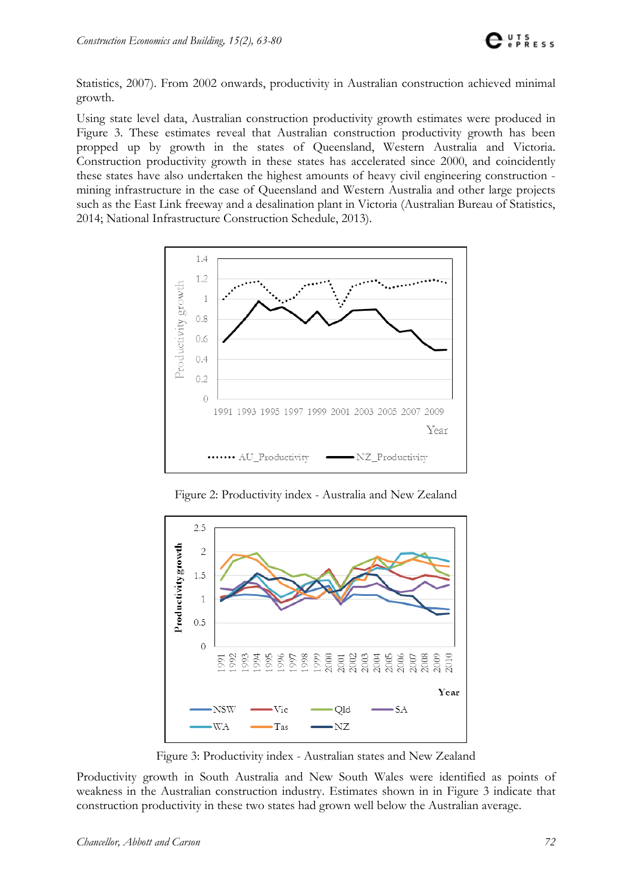Statistics, 2007). From 2002 onwards, productivity in Australian construction achieved minimal growth.

Using state level data, Australian construction productivity growth estimates were produced in Figure 3. These estimates reveal that Australian construction productivity growth has been propped up by growth in the states of Queensland, Western Australia and Victoria. Construction productivity growth in these states has accelerated since 2000, and coincidently these states have also undertaken the highest amounts of heavy civil engineering construction - mining infrastructure in the case of Queensland and Western Australia and other large projects such as the East Link freeway and a desalination plant in Victoria (Australian Bureau of Statistics, 2014; National Infrastructure Construction Schedule, 2013).

Figure 2: Productivity index - Australia and New Zealand

Figure 3: Productivity index - Australian states and New Zealand

Productivity growth in South Australia and New South Wales were identified as points of weakness in the Australian construction industry. Estimates shown in in Figure 3 indicate that construction productivity in these two states had grown well below the Australian average.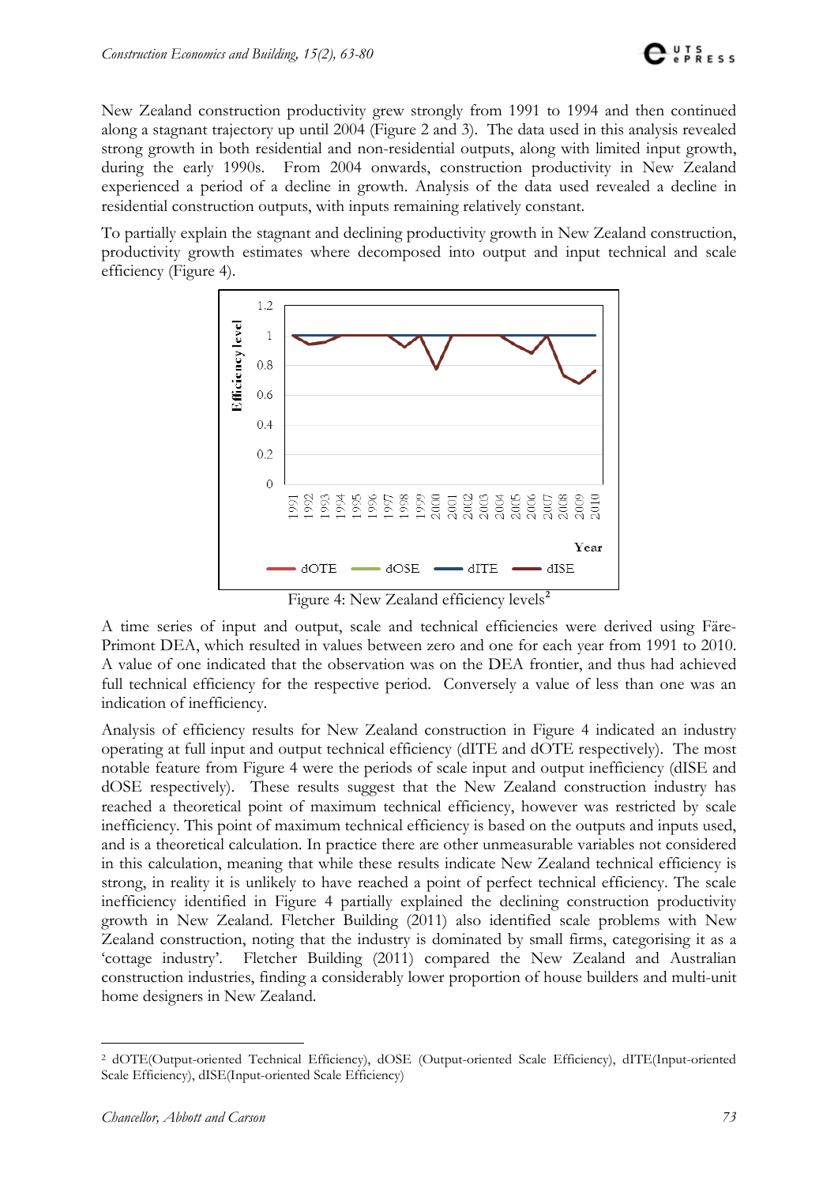New Zealand construction productivity grew strongly from 1991 to 1994 and then continued along a stagnant trajectory up until 2004 (Figure 2 and 3). The data used in this analysis revealed strong growth in both residential and non-residential outputs, along with limited input growth, during the early 1990s. From 2004 onwards, construction productivity in New Zealand experienced a period of a decline in growth. Analysis of the data used revealed a decline in residential construction outputs, with inputs remaining relatively constant.

To partially explain the stagnant and declining productivity growth in New Zealand construction, productivity growth estimates where decomposed into output and input technical and scale efficiency (Figure 4).

Figure 4: New Zealand efficiency levels[2]

A time series of input and output, scale and technical efficiencies were derived using Färe-Primont DEA, which resulted in values between zero and one for each year from 1991 to 2010. A value of one indicated that the observation was on the DEA frontier, and thus had achieved full technical efficiency for the respective period. Conversely a value of less than one was an indication of inefficiency.

Analysis of efficiency results for New Zealand construction in Figure 4 indicated an industry operating at full input and output technical efficiency (dITE and dOTE respectively). The most notable feature from Figure 4 were the periods of scale input and output inefficiency (dISE and dOSE respectively). These results suggest that the New Zealand construction industry has reached a theoretical point of maximum technical efficiency, however was restricted by scale inefficiency. This point of maximum technical efficiency is based on the outputs and inputs used, and is a theoretical calculation. In practice there are other unmeasurable variables not considered in this calculation, meaning that while these results indicate New Zealand technical efficiency is strong, in reality it is unlikely to have reached a point of perfect technical efficiency. The scale inefficiency identified in Figure 4 partially explained the declining construction productivity growth in New Zealand. Fletcher Building (2011) also identified scale problems with New Zealand construction, noting that the industry is dominated by small firms, categorising it as a 'cottage industry'. Fletcher Building (2011) compared the New Zealand and Australian construction industries, finding a considerably lower proportion of house builders and multi-unit home designers in New Zealand.

[2] dOTE(Output-oriented Technical Efficiency), dOSE (Output-oriented Scale Efficiency), dITE(Input-oriented Scale Efficiency), dISE(Input-oriented Scale Efficiency)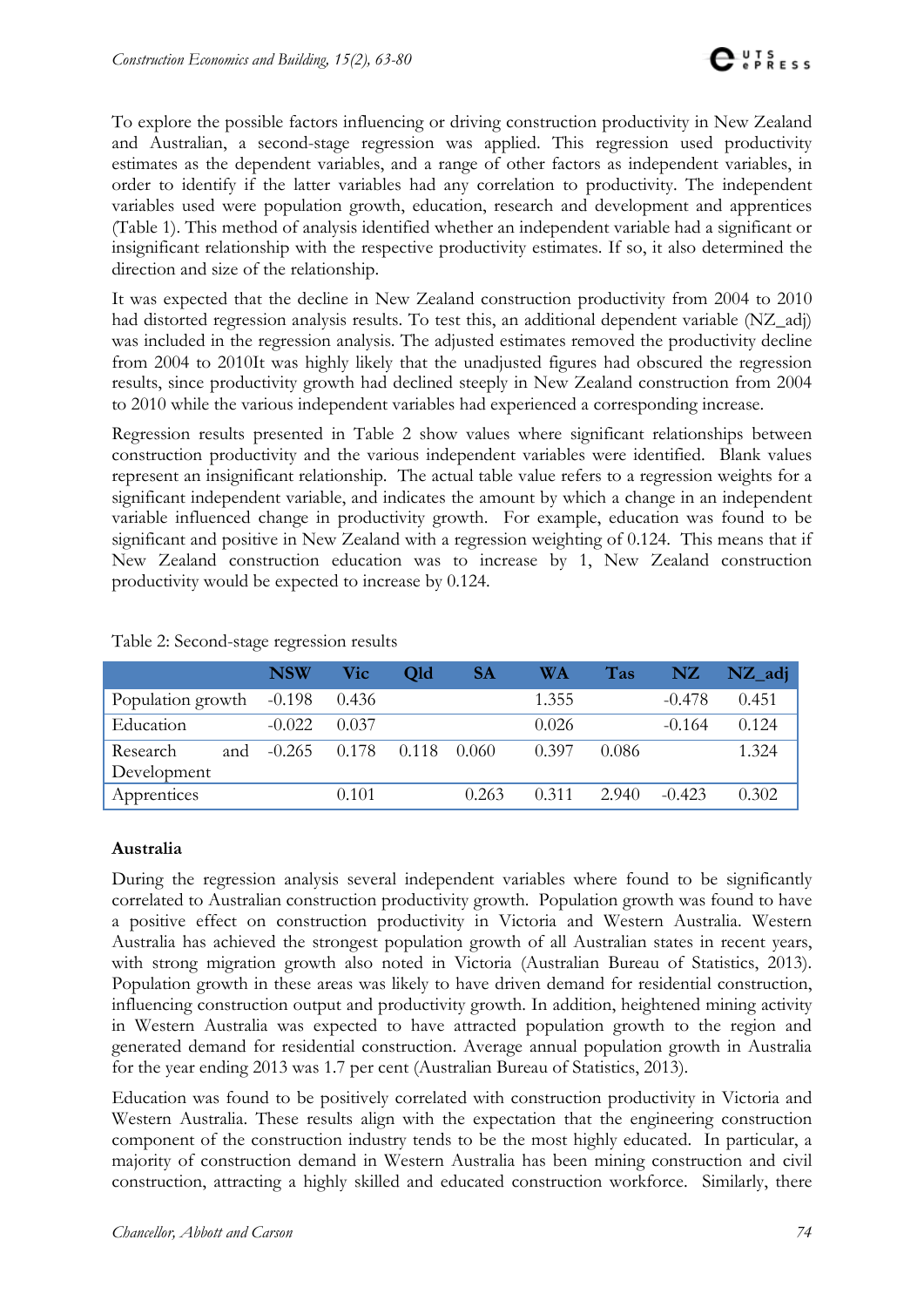To explore the possible factors influencing or driving construction productivity in New Zealand and Australian, a second-stage regression was applied. This regression used productivity estimates as the dependent variables, and a range of other factors as independent variables, in order to identify if the latter variables had any correlation to productivity. The independent variables used were population growth, education, research and development and apprentices (Table 1). This method of analysis identified whether an independent variable had a significant or insignificant relationship with the respective productivity estimates. If so, it also determined the direction and size of the relationship.

It was expected that the decline in New Zealand construction productivity from 2004 to 2010 had distorted regression analysis results. To test this, an additional dependent variable (NZ_adj) was included in the regression analysis. The adjusted estimates removed the productivity decline from 2004 to 2010It was highly likely that the unadjusted figures had obscured the regression results, since productivity growth had declined steeply in New Zealand construction from 2004 to 2010 while the various independent variables had experienced a corresponding increase.

Regression results presented in Table 2 show values where significant relationships between construction productivity and the various independent variables were identified. Blank values represent an insignificant relationship. The actual table value refers to a regression weights for a significant independent variable, and indicates the amount by which a change in an independent variable influenced change in productivity growth. For example, education was found to be significant and positive in New Zealand with a regression weighting of 0.124. This means that if New Zealand construction education was to increase by 1, New Zealand construction productivity would be expected to increase by 0.124.

Table 2: Second-stage regression results

| | NSW | Vic | Qld | SA | WA | Tas | NZ | NZ_adj |
|---|---|---|---|---|---|---|---|---|
| Population growth | -0.198 | 0.436 | | | 1.355 | | -0.478 | 0.451 |
| Education | -0.022 | 0.037 | | | 0.026 | | -0.164 | 0.124 |
| Research and Development | -0.265 | 0.178 | 0.118 | 0.060 | 0.397 | 0.086 | | 1.324 |
| Apprentices | | 0.101 | | 0.263 | 0.311 | 2.940 | -0.423 | 0.302 |

**Australia**

During the regression analysis several independent variables where found to be significantly correlated to Australian construction productivity growth. Population growth was found to have a positive effect on construction productivity in Victoria and Western Australia. Western Australia has achieved the strongest population growth of all Australian states in recent years, with strong migration growth also noted in Victoria (Australian Bureau of Statistics, 2013). Population growth in these areas was likely to have driven demand for residential construction, influencing construction output and productivity growth. In addition, heightened mining activity in Western Australia was expected to have attracted population growth to the region and generated demand for residential construction. Average annual population growth in Australia for the year ending 2013 was 1.7 per cent (Australian Bureau of Statistics, 2013).

Education was found to be positively correlated with construction productivity in Victoria and Western Australia. These results align with the expectation that the engineering construction component of the construction industry tends to be the most highly educated. In particular, a majority of construction demand in Western Australia has been mining construction and civil construction, attracting a highly skilled and educated construction workforce. Similarly, there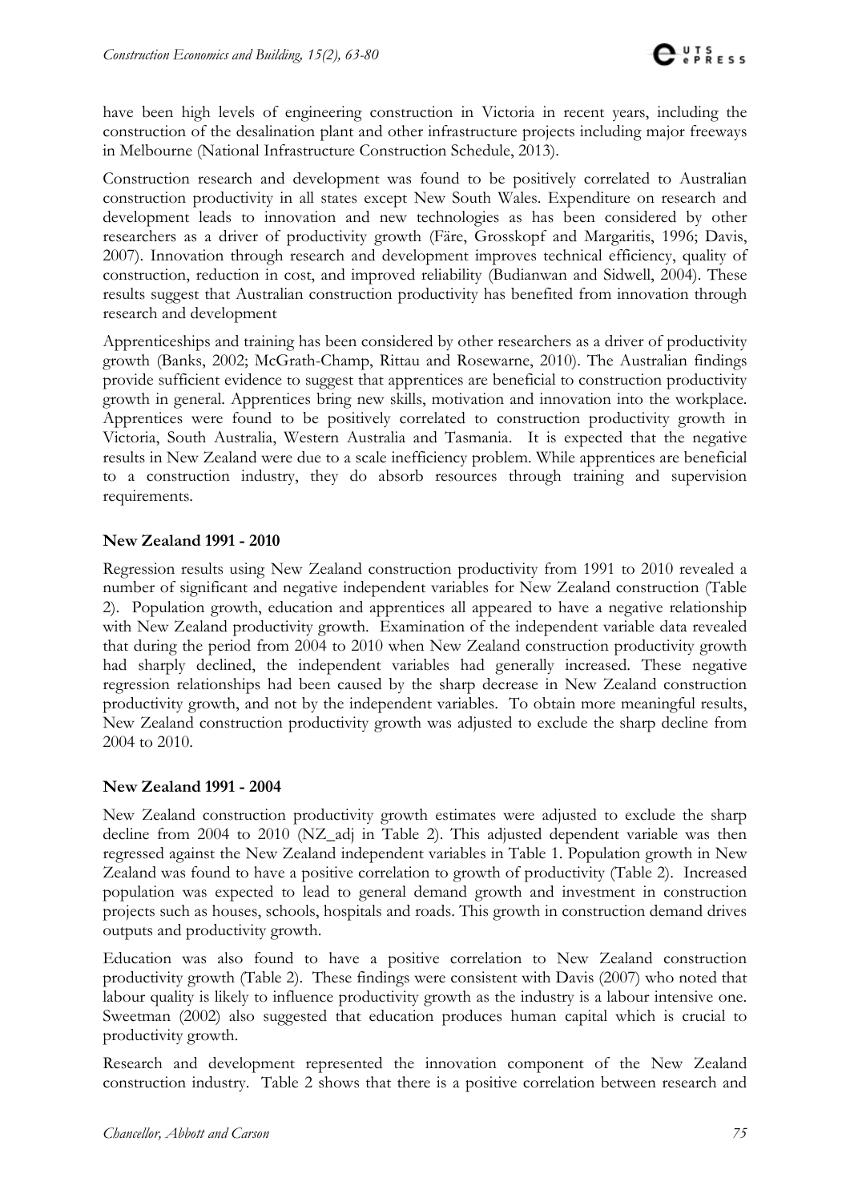have been high levels of engineering construction in Victoria in recent years, including the construction of the desalination plant and other infrastructure projects including major freeways in Melbourne (National Infrastructure Construction Schedule, 2013).

Construction research and development was found to be positively correlated to Australian construction productivity in all states except New South Wales. Expenditure on research and development leads to innovation and new technologies as has been considered by other researchers as a driver of productivity growth (Färe, Grosskopf and Margaritis, 1996; Davis, 2007). Innovation through research and development improves technical efficiency, quality of construction, reduction in cost, and improved reliability (Budianwan and Sidwell, 2004). These results suggest that Australian construction productivity has benefited from innovation through research and development

Apprenticeships and training has been considered by other researchers as a driver of productivity growth (Banks, 2002; McGrath-Champ, Rittau and Rosewarne, 2010). The Australian findings provide sufficient evidence to suggest that apprentices are beneficial to construction productivity growth in general. Apprentices bring new skills, motivation and innovation into the workplace. Apprentices were found to be positively correlated to construction productivity growth in Victoria, South Australia, Western Australia and Tasmania. It is expected that the negative results in New Zealand were due to a scale inefficiency problem. While apprentices are beneficial to a construction industry, they do absorb resources through training and supervision requirements.

**New Zealand 1991 - 2010**

Regression results using New Zealand construction productivity from 1991 to 2010 revealed a number of significant and negative independent variables for New Zealand construction (Table 2). Population growth, education and apprentices all appeared to have a negative relationship with New Zealand productivity growth. Examination of the independent variable data revealed that during the period from 2004 to 2010 when New Zealand construction productivity growth had sharply declined, the independent variables had generally increased. These negative regression relationships had been caused by the sharp decrease in New Zealand construction productivity growth, and not by the independent variables. To obtain more meaningful results, New Zealand construction productivity growth was adjusted to exclude the sharp decline from 2004 to 2010.

**New Zealand 1991 - 2004**

New Zealand construction productivity growth estimates were adjusted to exclude the sharp decline from 2004 to 2010 (NZ_adj in Table 2). This adjusted dependent variable was then regressed against the New Zealand independent variables in Table 1. Population growth in New Zealand was found to have a positive correlation to growth of productivity (Table 2). Increased population was expected to lead to general demand growth and investment in construction projects such as houses, schools, hospitals and roads. This growth in construction demand drives outputs and productivity growth.

Education was also found to have a positive correlation to New Zealand construction productivity growth (Table 2). These findings were consistent with Davis (2007) who noted that labour quality is likely to influence productivity growth as the industry is a labour intensive one. Sweetman (2002) also suggested that education produces human capital which is crucial to productivity growth.

Research and development represented the innovation component of the New Zealand construction industry. Table 2 shows that there is a positive correlation between research and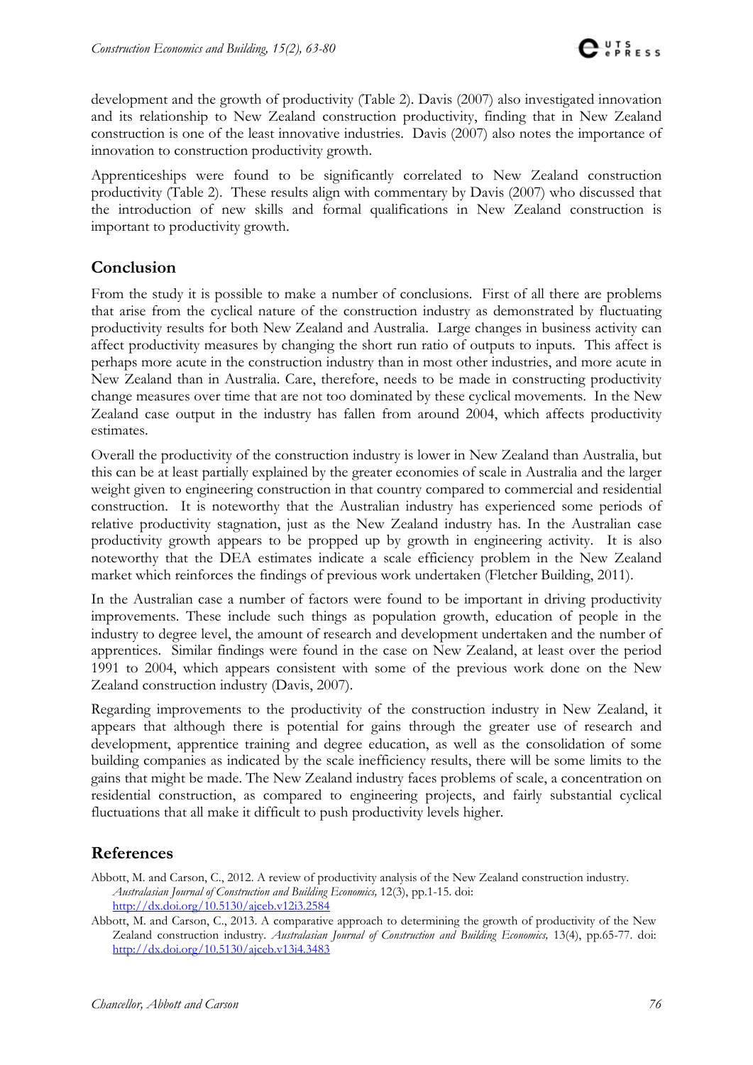development and the growth of productivity (Table 2). Davis (2007) also investigated innovation and its relationship to New Zealand construction productivity, finding that in New Zealand construction is one of the least innovative industries. Davis (2007) also notes the importance of innovation to construction productivity growth.

Apprenticeships were found to be significantly correlated to New Zealand construction productivity (Table 2). These results align with commentary by Davis (2007) who discussed that the introduction of new skills and formal qualifications in New Zealand construction is important to productivity growth.

## Conclusion

From the study it is possible to make a number of conclusions. First of all there are problems that arise from the cyclical nature of the construction industry as demonstrated by fluctuating productivity results for both New Zealand and Australia. Large changes in business activity can affect productivity measures by changing the short run ratio of outputs to inputs. This affect is perhaps more acute in the construction industry than in most other industries, and more acute in New Zealand than in Australia. Care, therefore, needs to be made in constructing productivity change measures over time that are not too dominated by these cyclical movements. In the New Zealand case output in the industry has fallen from around 2004, which affects productivity estimates.

Overall the productivity of the construction industry is lower in New Zealand than Australia, but this can be at least partially explained by the greater economies of scale in Australia and the larger weight given to engineering construction in that country compared to commercial and residential construction. It is noteworthy that the Australian industry has experienced some periods of relative productivity stagnation, just as the New Zealand industry has. In the Australian case productivity growth appears to be propped up by growth in engineering activity. It is also noteworthy that the DEA estimates indicate a scale efficiency problem in the New Zealand market which reinforces the findings of previous work undertaken (Fletcher Building, 2011).

In the Australian case a number of factors were found to be important in driving productivity improvements. These include such things as population growth, education of people in the industry to degree level, the amount of research and development undertaken and the number of apprentices. Similar findings were found in the case on New Zealand, at least over the period 1991 to 2004, which appears consistent with some of the previous work done on the New Zealand construction industry (Davis, 2007).

Regarding improvements to the productivity of the construction industry in New Zealand, it appears that although there is potential for gains through the greater use of research and development, apprentice training and degree education, as well as the consolidation of some building companies as indicated by the scale inefficiency results, there will be some limits to the gains that might be made. The New Zealand industry faces problems of scale, a concentration on residential construction, as compared to engineering projects, and fairly substantial cyclical fluctuations that all make it difficult to push productivity levels higher.

## References

Abbott, M. and Carson, C., 2012. A review of productivity analysis of the New Zealand construction industry. *Australasian Journal of Construction and Building Economics,* 12(3), pp.1-15. doi: http://dx.doi.org/10.5130/ajceb.v12i3.2584

Abbott, M. and Carson, C., 2013. A comparative approach to determining the growth of productivity of the New Zealand construction industry. *Australasian Journal of Construction and Building Economics,* 13(4), pp.65-77. doi: http://dx.doi.org/10.5130/ajceb.v13i4.3483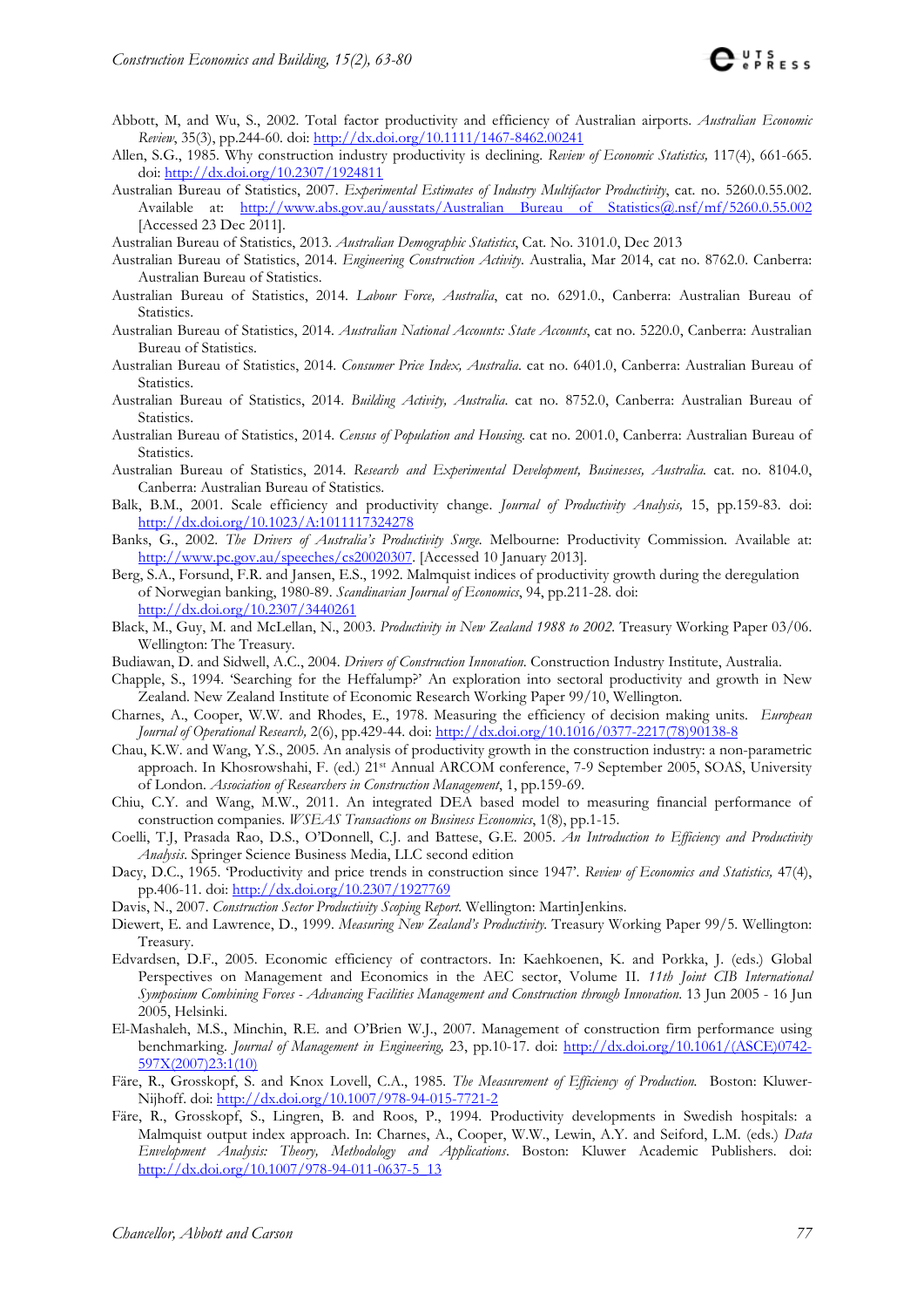Abbott, M, and Wu, S., 2002. Total factor productivity and efficiency of Australian airports. *Australian Economic Review*, 35(3), pp.244-60. doi: http://dx.doi.org/10.1111/1467-8462.00241

Allen, S.G., 1985. Why construction industry productivity is declining. *Review of Economic Statistics,* 117(4), 661-665. doi: http://dx.doi.org/10.2307/1924811

Australian Bureau of Statistics, 2007. *Experimental Estimates of Industry Multifactor Productivity*, cat. no. 5260.0.55.002. Available at: http://www.abs.gov.au/ausstats/Australian Bureau of Statistics@.nsf/mf/5260.0.55.002 [Accessed 23 Dec 2011].

Australian Bureau of Statistics, 2013. *Australian Demographic Statistics*, Cat. No. 3101.0, Dec 2013

Australian Bureau of Statistics, 2014. *Engineering Construction Activity*. Australia, Mar 2014, cat no. 8762.0. Canberra: Australian Bureau of Statistics.

Australian Bureau of Statistics, 2014. *Labour Force, Australia*, cat no. 6291.0., Canberra: Australian Bureau of Statistics.

Australian Bureau of Statistics, 2014. *Australian National Accounts: State Accounts*, cat no. 5220.0, Canberra: Australian Bureau of Statistics.

Australian Bureau of Statistics, 2014. *Consumer Price Index, Australia*. cat no. 6401.0, Canberra: Australian Bureau of Statistics.

Australian Bureau of Statistics, 2014. *Building Activity, Australia*. cat no. 8752.0, Canberra: Australian Bureau of Statistics.

Australian Bureau of Statistics, 2014. *Census of Population and Housing*. cat no. 2001.0, Canberra: Australian Bureau of Statistics.

Australian Bureau of Statistics, 2014. *Research and Experimental Development, Businesses, Australia*. cat. no. 8104.0, Canberra: Australian Bureau of Statistics.

Balk, B.M., 2001. Scale efficiency and productivity change. *Journal of Productivity Analysis,* 15, pp.159-83. doi: http://dx.doi.org/10.1023/A:1011117324278

Banks, G., 2002. *The Drivers of Australia's Productivity Surge*. Melbourne: Productivity Commission. Available at: http://www.pc.gov.au/speeches/cs20020307. [Accessed 10 January 2013].

Berg, S.A., Forsund, F.R. and Jansen, E.S., 1992. Malmquist indices of productivity growth during the deregulation of Norwegian banking, 1980-89. *Scandinavian Journal of Economics*, 94, pp.211-28. doi: http://dx.doi.org/10.2307/3440261

Black, M., Guy, M. and McLellan, N., 2003. *Productivity in New Zealand 1988 to 2002*. Treasury Working Paper 03/06. Wellington: The Treasury.

Budiawan, D. and Sidwell, A.C., 2004. *Drivers of Construction Innovation*. Construction Industry Institute, Australia.

Chapple, S., 1994. 'Searching for the Heffalump?' An exploration into sectoral productivity and growth in New Zealand. New Zealand Institute of Economic Research Working Paper 99/10, Wellington.

Charnes, A., Cooper, W.W. and Rhodes, E., 1978. Measuring the efficiency of decision making units. *European Journal of Operational Research,* 2(6), pp.429-44. doi: http://dx.doi.org/10.1016/0377-2217(78)90138-8

Chau, K.W. and Wang, Y.S., 2005. An analysis of productivity growth in the construction industry: a non-parametric approach. In Khosrowshahi, F. (ed.) 21st Annual ARCOM conference, 7-9 September 2005, SOAS, University of London. *Association of Researchers in Construction Management*, 1, pp.159-69.

Chiu, C.Y. and Wang, M.W., 2011. An integrated DEA based model to measuring financial performance of construction companies. *WSEAS Transactions on Business Economics*, 1(8), pp.1-15.

Coelli, T.J, Prasada Rao, D.S., O'Donnell, C.J. and Battese, G.E. 2005. *An Introduction to Efficiency and Productivity Analysis*. Springer Science Business Media, LLC second edition

Dacy, D.C., 1965. 'Productivity and price trends in construction since 1947'. *Review of Economics and Statistics,* 47(4), pp.406-11. doi: http://dx.doi.org/10.2307/1927769

Davis, N., 2007. *Construction Sector Productivity Scoping Report.* Wellington: MartinJenkins.

Diewert, E. and Lawrence, D., 1999. *Measuring New Zealand's Productivity.* Treasury Working Paper 99/5. Wellington: Treasury.

Edvardsen, D.F., 2005. Economic efficiency of contractors. In: Kaehkoenen, K. and Porkka, J. (eds.) Global Perspectives on Management and Economics in the AEC sector, Volume II. *11th Joint CIB International Symposium Combining Forces - Advancing Facilities Management and Construction through Innovation.* 13 Jun 2005 - 16 Jun 2005, Helsinki.

El-Mashaleh, M.S., Minchin, R.E. and O'Brien W.J., 2007. Management of construction firm performance using benchmarking. *Journal of Management in Engineering,* 23, pp.10-17. doi: http://dx.doi.org/10.1061/(ASCE)0742-597X(2007)23:1(10)

Färe, R., Grosskopf, S. and Knox Lovell, C.A., 1985. *The Measurement of Efficiency of Production.* Boston: Kluwer-Nijhoff. doi: http://dx.doi.org/10.1007/978-94-015-7721-2

Färe, R., Grosskopf, S., Lingren, B. and Roos, P., 1994. Productivity developments in Swedish hospitals: a Malmquist output index approach. In: Charnes, A., Cooper, W.W., Lewin, A.Y. and Seiford, L.M. (eds.) *Data Envelopment Analysis: Theory, Methodology and Applications*. Boston: Kluwer Academic Publishers. doi: http://dx.doi.org/10.1007/978-94-011-0637-5_13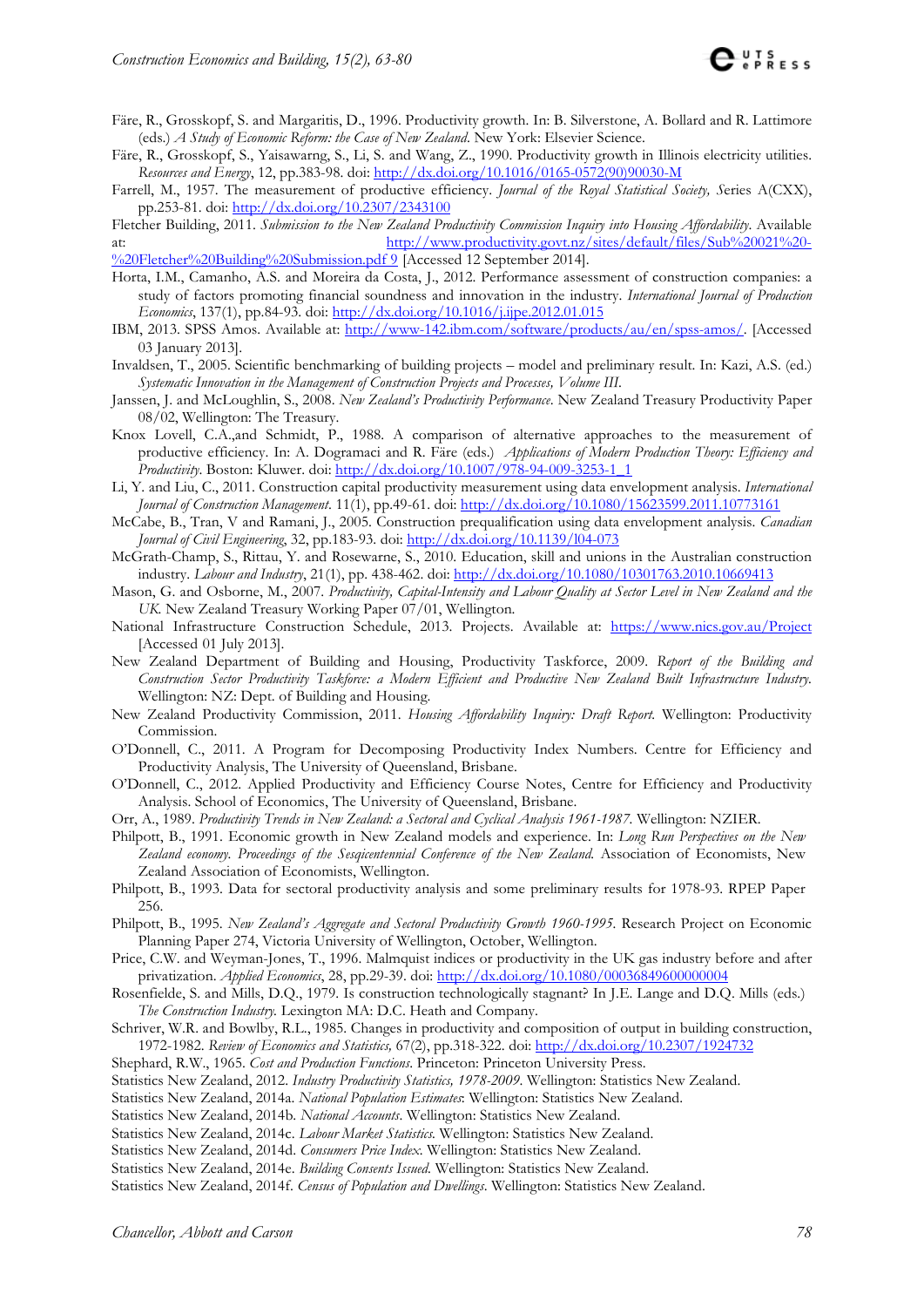Färe, R., Grosskopf, S. and Margaritis, D., 1996. Productivity growth. In: B. Silverstone, A. Bollard and R. Lattimore (eds.) *A Study of Economic Reform: the Case of New Zealand*. New York: Elsevier Science.

Färe, R., Grosskopf, S., Yaisawarng, S., Li, S. and Wang, Z., 1990. Productivity growth in Illinois electricity utilities. *Resources and Energy*, 12, pp.383-98. doi: http://dx.doi.org/10.1016/0165-0572(90)90030-M

Farrell, M., 1957. The measurement of productive efficiency. *Journal of the Royal Statistical Society, S*eries A(CXX), pp.253-81. doi: http://dx.doi.org/10.2307/2343100

Fletcher Building, 2011. *Submission to the New Zealand Productivity Commission Inquiry into Housing Affordability*. Available at: http://www.productivity.govt.nz/sites/default/files/Sub%20021%20-%20Fletcher%20Building%20Submission.pdf 9 [Accessed 12 September 2014].

Horta, I.M., Camanho, A.S. and Moreira da Costa, J., 2012. Performance assessment of construction companies: a study of factors promoting financial soundness and innovation in the industry. *International Journal of Production Economics*, 137(1), pp.84-93. doi: http://dx.doi.org/10.1016/j.ijpe.2012.01.015

IBM, 2013. SPSS Amos. Available at: http://www-142.ibm.com/software/products/au/en/spss-amos/. [Accessed 03 January 2013].

Invaldsen, T., 2005. Scientific benchmarking of building projects – model and preliminary result. In: Kazi, A.S. (ed.) *Systematic Innovation in the Management of Construction Projects and Processes, Volume III*.

Janssen, J. and McLoughlin, S., 2008. *New Zealand's Productivity Performance*. New Zealand Treasury Productivity Paper 08/02, Wellington: The Treasury.

Knox Lovell, C.A.,and Schmidt, P., 1988. A comparison of alternative approaches to the measurement of productive efficiency. In: A. Dogramaci and R. Färe (eds.) *Applications of Modern Production Theory: Efficiency and Productivity*. Boston: Kluwer. doi: http://dx.doi.org/10.1007/978-94-009-3253-1_1

Li, Y. and Liu, C., 2011. Construction capital productivity measurement using data envelopment analysis. *International Journal of Construction Management*. 11(1), pp.49-61. doi: http://dx.doi.org/10.1080/15623599.2011.10773161

McCabe, B., Tran, V and Ramani, J., 2005. Construction prequalification using data envelopment analysis. *Canadian Journal of Civil Engineering*, 32, pp.183-93. doi: http://dx.doi.org/10.1139/l04-073

McGrath-Champ, S., Rittau, Y. and Rosewarne, S., 2010. Education, skill and unions in the Australian construction industry. *Labour and Industry*, 21(1), pp. 438-462. doi: http://dx.doi.org/10.1080/10301763.2010.10669413

Mason, G. and Osborne, M., 2007. *Productivity, Capital-Intensity and Labour Quality at Sector Level in New Zealand and the UK*. New Zealand Treasury Working Paper 07/01, Wellington.

National Infrastructure Construction Schedule, 2013. Projects. Available at: https://www.nics.gov.au/Project [Accessed 01 July 2013].

New Zealand Department of Building and Housing, Productivity Taskforce, 2009. *Report of the Building and Construction Sector Productivity Taskforce: a Modern Efficient and Productive New Zealand Built Infrastructure Industry*. Wellington: NZ: Dept. of Building and Housing.

New Zealand Productivity Commission, 2011. *Housing Affordability Inquiry: Draft Report*. Wellington: Productivity Commission.

O'Donnell, C., 2011. A Program for Decomposing Productivity Index Numbers. Centre for Efficiency and Productivity Analysis, The University of Queensland, Brisbane.

O'Donnell, C., 2012. Applied Productivity and Efficiency Course Notes, Centre for Efficiency and Productivity Analysis. School of Economics, The University of Queensland, Brisbane.

Orr, A., 1989. *Productivity Trends in New Zealand: a Sectoral and Cyclical Analysis 1961-1987*. Wellington: NZIER.

Philpott, B., 1991. Economic growth in New Zealand models and experience. In: *Long Run Perspectives on the New Zealand economy. Proceedings of the Sesquicentennial Conference of the New Zealand*. Association of Economists, New Zealand Association of Economists, Wellington.

Philpott, B., 1993. Data for sectoral productivity analysis and some preliminary results for 1978-93. RPEP Paper 256.

Philpott, B., 1995. *New Zealand's Aggregate and Sectoral Productivity Growth 1960-1995*. Research Project on Economic Planning Paper 274, Victoria University of Wellington, October, Wellington.

Price, C.W. and Weyman-Jones, T., 1996. Malmquist indices or productivity in the UK gas industry before and after privatization. *Applied Economics*, 28, pp.29-39. doi: http://dx.doi.org/10.1080/000368496000000004

Rosenfielde, S. and Mills, D.Q., 1979. Is construction technologically stagnant? In J.E. Lange and D.Q. Mills (eds.) *The Construction Industry*. Lexington MA: D.C. Heath and Company.

Schriver, W.R. and Bowlby, R.L., 1985. Changes in productivity and composition of output in building construction, 1972-1982. *Review of Economics and Statistics*, 67(2), pp.318-322. doi: http://dx.doi.org/10.2307/1924732

Shephard, R.W., 1965. *Cost and Production Functions*. Princeton: Princeton University Press.

Statistics New Zealand, 2012. *Industry Productivity Statistics, 1978-2009*. Wellington: Statistics New Zealand.

Statistics New Zealand, 2014a. *National Population Estimates*: Wellington: Statistics New Zealand.

Statistics New Zealand, 2014b. *National Accounts*. Wellington: Statistics New Zealand.

Statistics New Zealand, 2014c. *Labour Market Statistics*. Wellington: Statistics New Zealand.

Statistics New Zealand, 2014d. *Consumers Price Index*. Wellington: Statistics New Zealand.

Statistics New Zealand, 2014e. *Building Consents Issued*. Wellington: Statistics New Zealand.

Statistics New Zealand, 2014f. *Census of Population and Dwellings*. Wellington: Statistics New Zealand.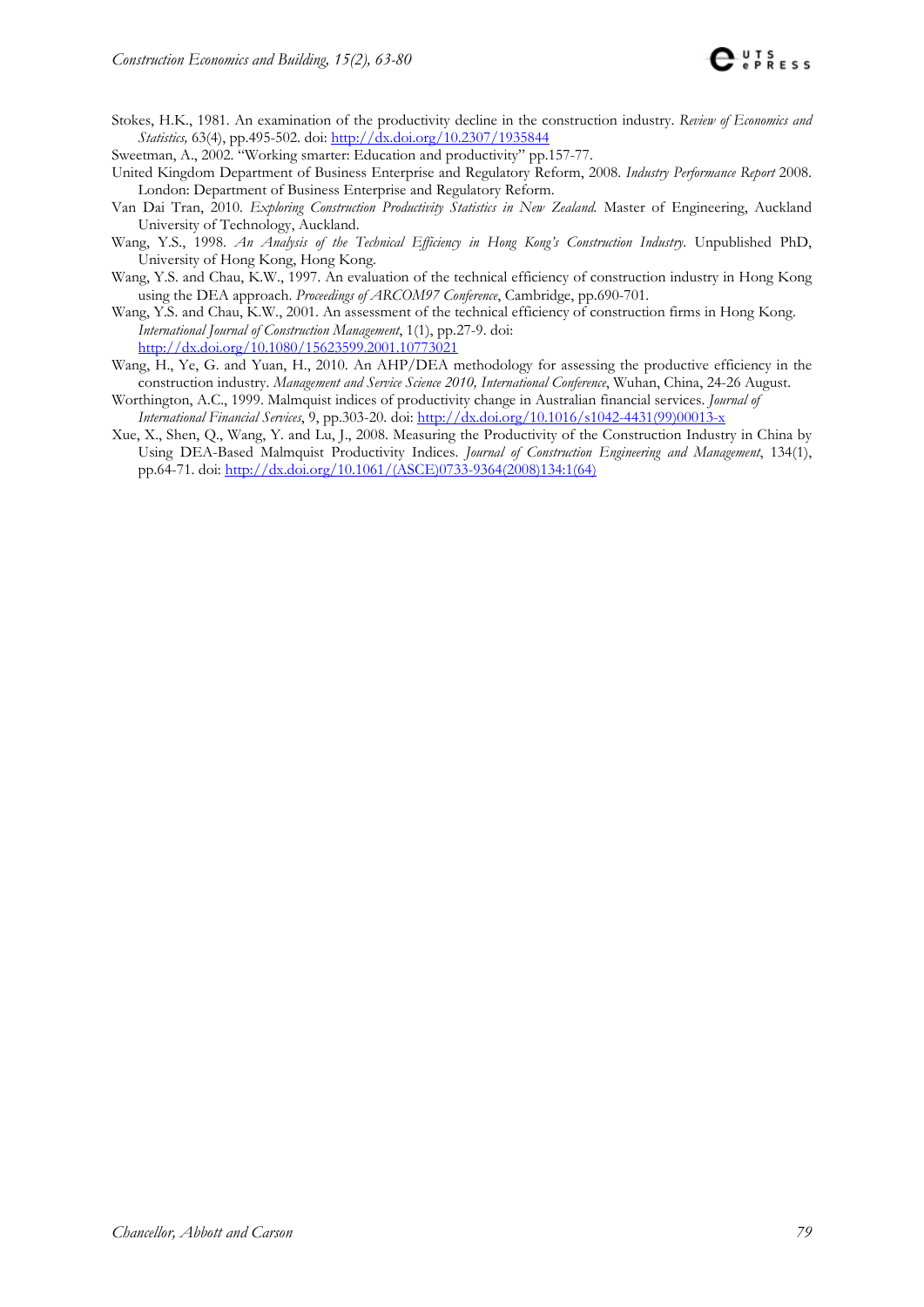Stokes, H.K., 1981. An examination of the productivity decline in the construction industry. *Review of Economics and Statistics,* 63(4), pp.495-502. doi: http://dx.doi.org/10.2307/1935844

Sweetman, A., 2002. "Working smarter: Education and productivity" pp.157-77.

United Kingdom Department of Business Enterprise and Regulatory Reform, 2008. *Industry Performance Report* 2008. London: Department of Business Enterprise and Regulatory Reform.

Van Dai Tran, 2010. *Exploring Construction Productivity Statistics in New Zealand.* Master of Engineering, Auckland University of Technology, Auckland.

Wang, Y.S., 1998. *An Analysis of the Technical Efficiency in Hong Kong's Construction Industry*. Unpublished PhD, University of Hong Kong, Hong Kong.

Wang, Y.S. and Chau, K.W., 1997. An evaluation of the technical efficiency of construction industry in Hong Kong using the DEA approach. *Proceedings of ARCOM97 Conference*, Cambridge, pp.690-701.

Wang, Y.S. and Chau, K.W., 2001. An assessment of the technical efficiency of construction firms in Hong Kong. *International Journal of Construction Management*, 1(1), pp.27-9. doi: http://dx.doi.org/10.1080/15623599.2001.10773021

Wang, H., Ye, G. and Yuan, H., 2010. An AHP/DEA methodology for assessing the productive efficiency in the construction industry. *Management and Service Science 2010, International Conference*, Wuhan, China, 24-26 August.

Worthington, A.C., 1999. Malmquist indices of productivity change in Australian financial services. *Journal of International Financial Services*, 9, pp.303-20. doi: http://dx.doi.org/10.1016/s1042-4431(99)00013-x

Xue, X., Shen, Q., Wang, Y. and Lu, J., 2008. Measuring the Productivity of the Construction Industry in China by Using DEA-Based Malmquist Productivity Indices. *Journal of Construction Engineering and Management*, 134(1), pp.64-71. doi: http://dx.doi.org/10.1061/(ASCE)0733-9364(2008)134:1(64)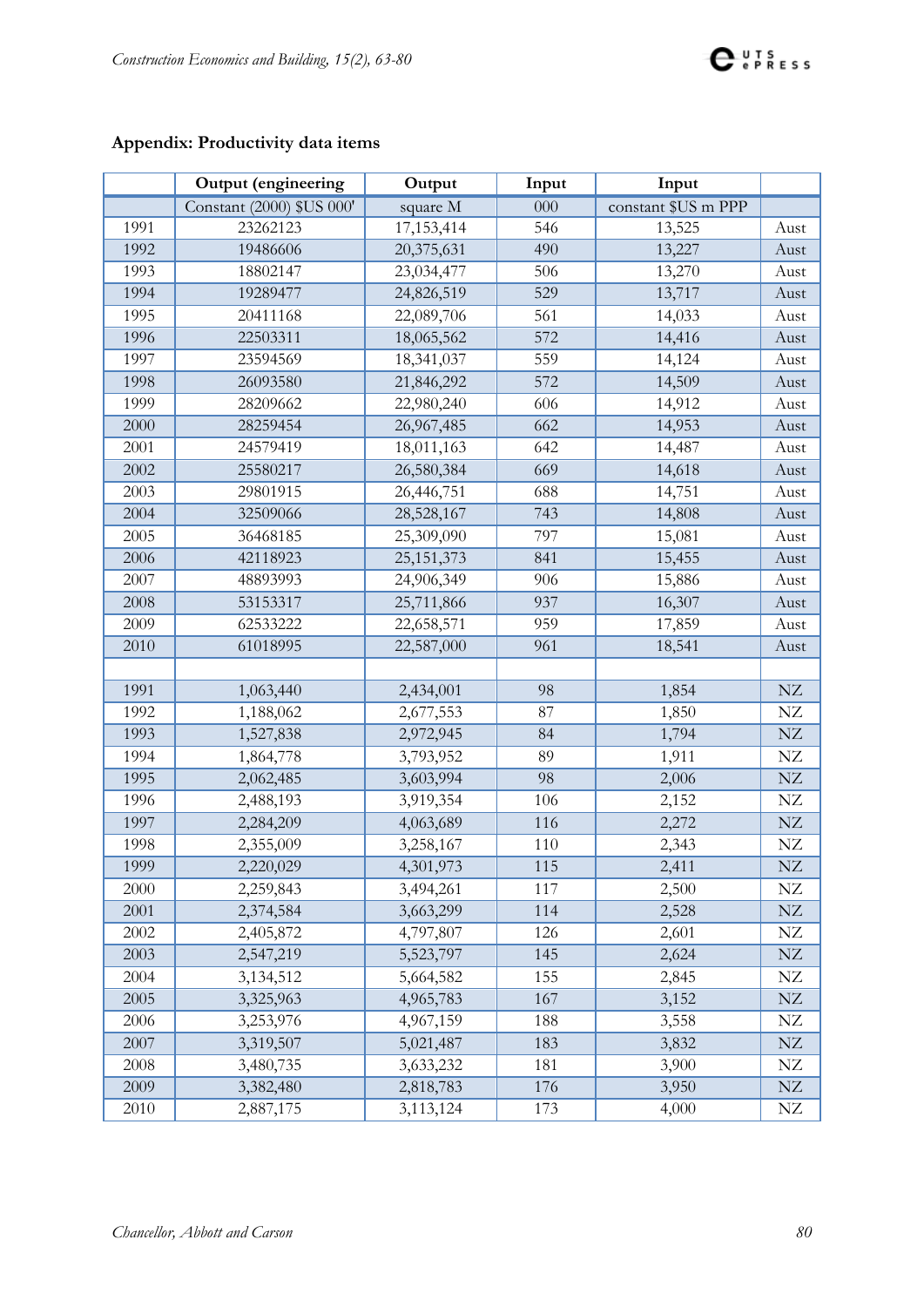## Appendix: Productivity data items

| | Output (engineering | Output | Input | Input | |
|---|---|---|---|---|---|
| | Constant (2000) $US 000' | square M | 000 | constant $US m PPP | |
| 1991 | 23262123 | 17,153,414 | 546 | 13,525 | Aust |
| 1992 | 19486606 | 20,375,631 | 490 | 13,227 | Aust |
| 1993 | 18802147 | 23,034,477 | 506 | 13,270 | Aust |
| 1994 | 19289477 | 24,826,519 | 529 | 13,717 | Aust |
| 1995 | 20411168 | 22,089,706 | 561 | 14,033 | Aust |
| 1996 | 22503311 | 18,065,562 | 572 | 14,416 | Aust |
| 1997 | 23594569 | 18,341,037 | 559 | 14,124 | Aust |
| 1998 | 26093580 | 21,846,292 | 572 | 14,509 | Aust |
| 1999 | 28209662 | 22,980,240 | 606 | 14,912 | Aust |
| 2000 | 28259454 | 26,967,485 | 662 | 14,953 | Aust |
| 2001 | 24579419 | 18,011,163 | 642 | 14,487 | Aust |
| 2002 | 25580217 | 26,580,384 | 669 | 14,618 | Aust |
| 2003 | 29801915 | 26,446,751 | 688 | 14,751 | Aust |
| 2004 | 32509066 | 28,528,167 | 743 | 14,808 | Aust |
| 2005 | 36468185 | 25,309,090 | 797 | 15,081 | Aust |
| 2006 | 42118923 | 25,151,373 | 841 | 15,455 | Aust |
| 2007 | 48893993 | 24,906,349 | 906 | 15,886 | Aust |
| 2008 | 53153317 | 25,711,866 | 937 | 16,307 | Aust |
| 2009 | 62533222 | 22,658,571 | 959 | 17,859 | Aust |
| 2010 | 61018995 | 22,587,000 | 961 | 18,541 | Aust |
| | | | | | |
| 1991 | 1,063,440 | 2,434,001 | 98 | 1,854 | NZ |
| 1992 | 1,188,062 | 2,677,553 | 87 | 1,850 | NZ |
| 1993 | 1,527,838 | 2,972,945 | 84 | 1,794 | NZ |
| 1994 | 1,864,778 | 3,793,952 | 89 | 1,911 | NZ |
| 1995 | 2,062,485 | 3,603,994 | 98 | 2,006 | NZ |
| 1996 | 2,488,193 | 3,919,354 | 106 | 2,152 | NZ |
| 1997 | 2,284,209 | 4,063,689 | 116 | 2,272 | NZ |
| 1998 | 2,355,009 | 3,258,167 | 110 | 2,343 | NZ |
| 1999 | 2,220,029 | 4,301,973 | 115 | 2,411 | NZ |
| 2000 | 2,259,843 | 3,494,261 | 117 | 2,500 | NZ |
| 2001 | 2,374,584 | 3,663,299 | 114 | 2,528 | NZ |
| 2002 | 2,405,872 | 4,797,807 | 126 | 2,601 | NZ |
| 2003 | 2,547,219 | 5,523,797 | 145 | 2,624 | NZ |
| 2004 | 3,134,512 | 5,664,582 | 155 | 2,845 | NZ |
| 2005 | 3,325,963 | 4,965,783 | 167 | 3,152 | NZ |
| 2006 | 3,253,976 | 4,967,159 | 188 | 3,558 | NZ |
| 2007 | 3,319,507 | 5,021,487 | 183 | 3,832 | NZ |
| 2008 | 3,480,735 | 3,633,232 | 181 | 3,900 | NZ |
| 2009 | 3,382,480 | 2,818,783 | 176 | 3,950 | NZ |
| 2010 | 2,887,175 | 3,113,124 | 173 | 4,000 | NZ |